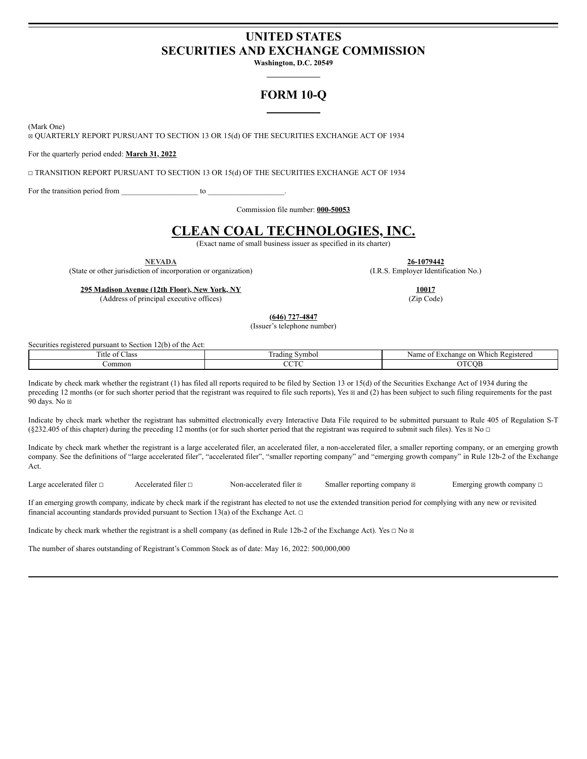# UNITED STATES
# SECURITIES AND EXCHANGE COMMISSION

**Washington, D.C. 20549**

## FORM 10-Q

(Mark One)

☒ QUARTERLY REPORT PURSUANT TO SECTION 13 OR 15(d) OF THE SECURITIES EXCHANGE ACT OF 1934

For the quarterly period ended: **March 31, 2022**

☐ TRANSITION REPORT PURSUANT TO SECTION 13 OR 15(d) OF THE SECURITIES EXCHANGE ACT OF 1934

For the transition period from ____________________ to ____________________.

Commission file number: **000-50053**

# CLEAN COAL TECHNOLOGIES, INC.

(Exact name of small business issuer as specified in its charter)

| | |
|---|---|
| **NEVADA** | **26-1079442** |
| (State or other jurisdiction of incorporation or organization) | (I.R.S. Employer Identification No.) |
| **295 Madison Avenue (12th Floor), New York, NY** | **10017** |
| (Address of principal executive offices) | (Zip Code) |

**(646) 727-4847**

(Issuer's telephone number)

Securities registered pursuant to Section 12(b) of the Act:

| Title of Class | Trading Symbol | Name of Exchange on Which Registered |
|---|---|---|
| Common | CCTC | OTCQB |

Indicate by check mark whether the registrant (1) has filed all reports required to be filed by Section 13 or 15(d) of the Securities Exchange Act of 1934 during the preceding 12 months (or for such shorter period that the registrant was required to file such reports), Yes ☒ and (2) has been subject to such filing requirements for the past 90 days. No ☒

Indicate by check mark whether the registrant has submitted electronically every Interactive Data File required to be submitted pursuant to Rule 405 of Regulation S-T (§232.405 of this chapter) during the preceding 12 months (or for such shorter period that the registrant was required to submit such files). Yes ☒ No ☐

Indicate by check mark whether the registrant is a large accelerated filer, an accelerated filer, a non-accelerated filer, a smaller reporting company, or an emerging growth company. See the definitions of "large accelerated filer", "accelerated filer", "smaller reporting company" and "emerging growth company" in Rule 12b-2 of the Exchange Act.

Large accelerated filer ☐ Accelerated filer ☐ Non-accelerated filer ☒ Smaller reporting company ☒ Emerging growth company ☐

If an emerging growth company, indicate by check mark if the registrant has elected to not use the extended transition period for complying with any new or revisited financial accounting standards provided pursuant to Section 13(a) of the Exchange Act. ☐

Indicate by check mark whether the registrant is a shell company (as defined in Rule 12b-2 of the Exchange Act). Yes ☐ No ☒

The number of shares outstanding of Registrant's Common Stock as of date: May 16, 2022: 500,000,000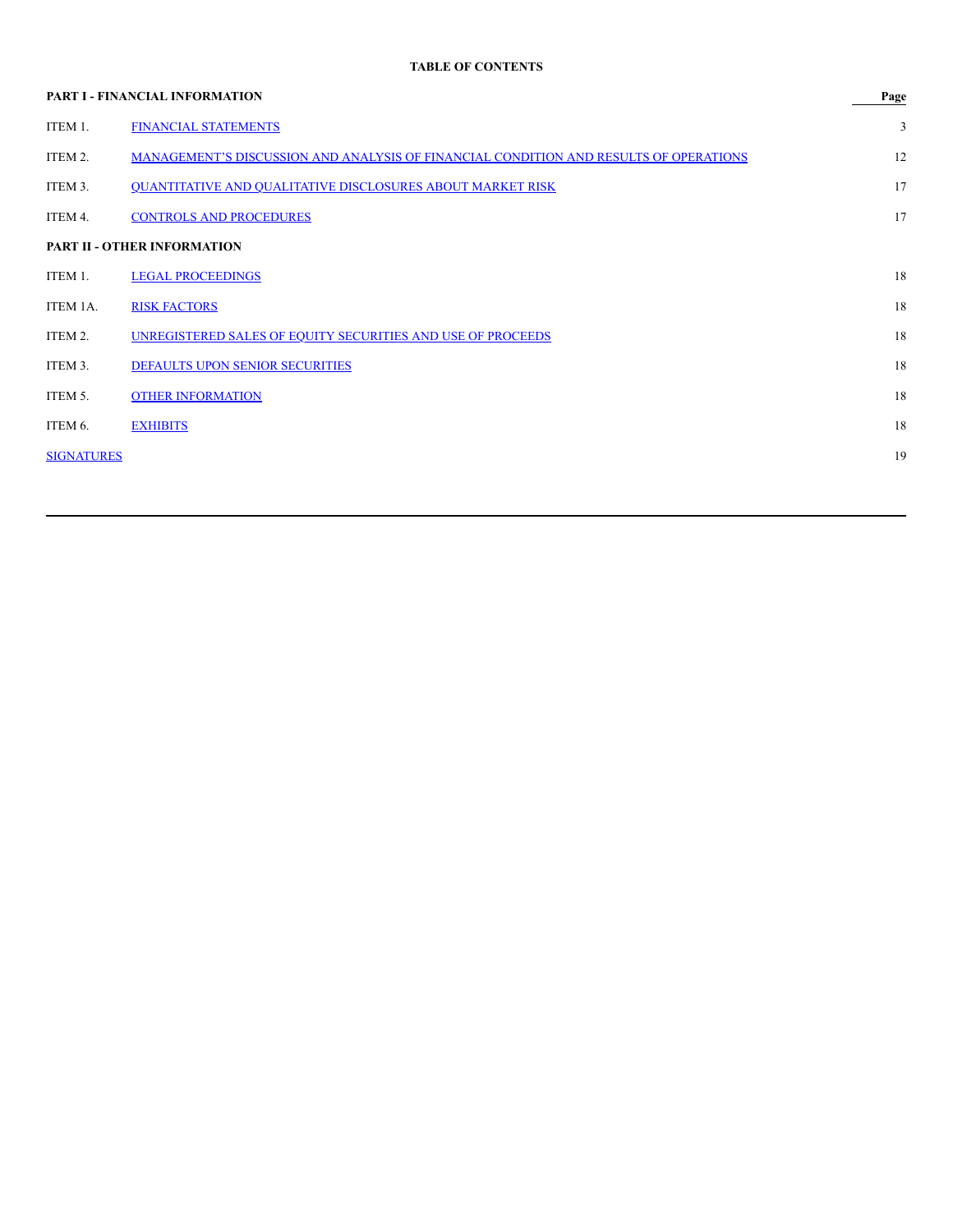**TABLE OF CONTENTS**

| **PART I - FINANCIAL INFORMATION** | | **Page** |
|---|---|---|
| ITEM 1. | FINANCIAL STATEMENTS | 3 |
| ITEM 2. | MANAGEMENT'S DISCUSSION AND ANALYSIS OF FINANCIAL CONDITION AND RESULTS OF OPERATIONS | 12 |
| ITEM 3. | QUANTITATIVE AND QUALITATIVE DISCLOSURES ABOUT MARKET RISK | 17 |
| ITEM 4. | CONTROLS AND PROCEDURES | 17 |
| **PART II - OTHER INFORMATION** | | |
| ITEM 1. | LEGAL PROCEEDINGS | 18 |
| ITEM 1A. | RISK FACTORS | 18 |
| ITEM 2. | UNREGISTERED SALES OF EQUITY SECURITIES AND USE OF PROCEEDS | 18 |
| ITEM 3. | DEFAULTS UPON SENIOR SECURITIES | 18 |
| ITEM 5. | OTHER INFORMATION | 18 |
| ITEM 6. | EXHIBITS | 18 |
| SIGNATURES | | 19 |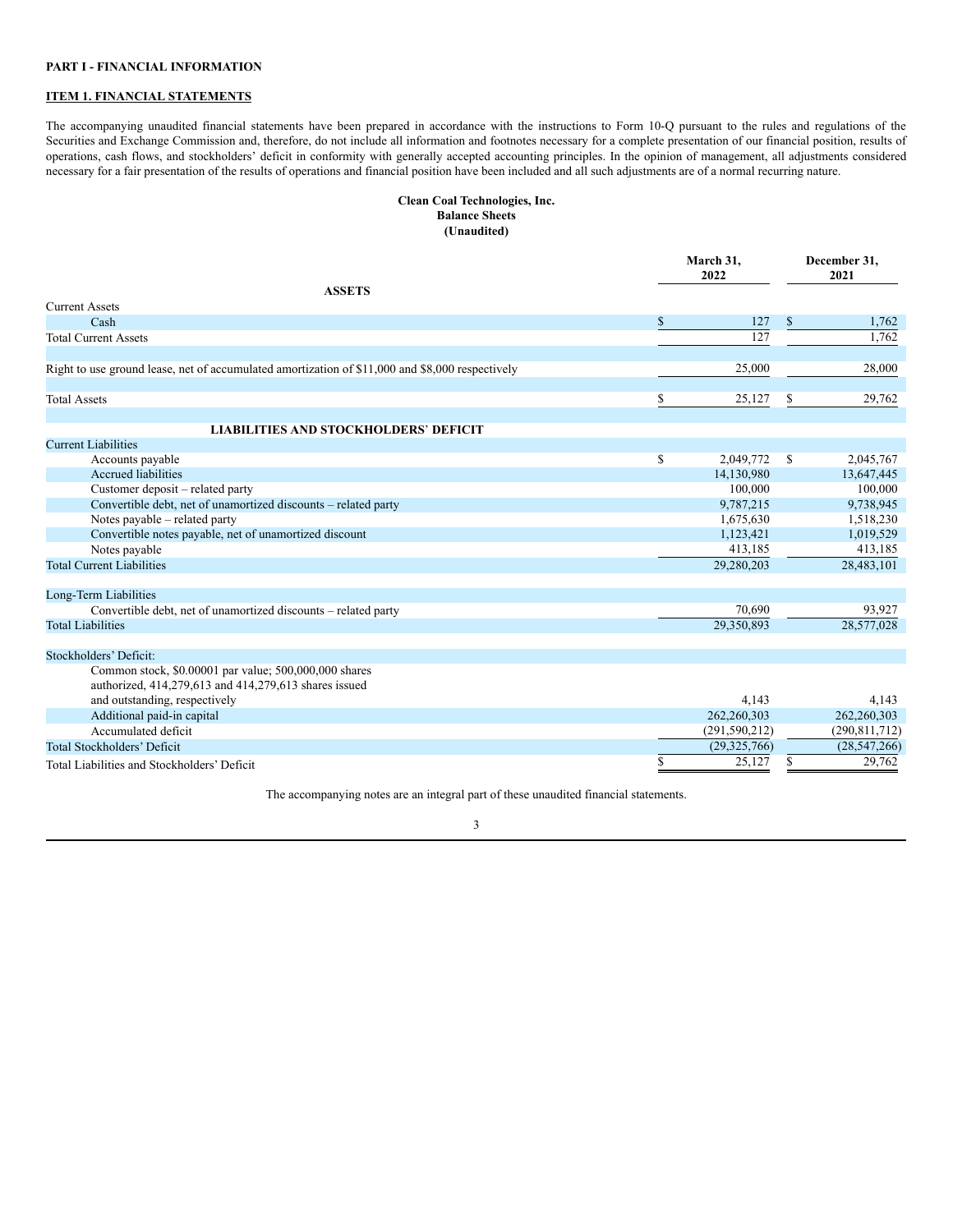**PART I - FINANCIAL INFORMATION**

**ITEM 1. FINANCIAL STATEMENTS**

The accompanying unaudited financial statements have been prepared in accordance with the instructions to Form 10-Q pursuant to the rules and regulations of the Securities and Exchange Commission and, therefore, do not include all information and footnotes necessary for a complete presentation of our financial position, results of operations, cash flows, and stockholders' deficit in conformity with generally accepted accounting principles. In the opinion of management, all adjustments considered necessary for a fair presentation of the results of operations and financial position have been included and all such adjustments are of a normal recurring nature.

**Clean Coal Technologies, Inc.**
**Balance Sheets**
**(Unaudited)**

| | March 31, 2022 | December 31, 2021 |
|---|---|---|
| **ASSETS** | | |
| Current Assets | | |
| Cash | $ 127 | $ 1,762 |
| Total Current Assets | 127 | 1,762 |
| | | |
| Right to use ground lease, net of accumulated amortization of $11,000 and $8,000 respectively | 25,000 | 28,000 |
| | | |
| Total Assets | $ 25,127 | $ 29,762 |
| | | |
| **LIABILITIES AND STOCKHOLDERS' DEFICIT** | | |
| Current Liabilities | | |
| Accounts payable | $ 2,049,772 | $ 2,045,767 |
| Accrued liabilities | 14,130,980 | 13,647,445 |
| Customer deposit – related party | 100,000 | 100,000 |
| Convertible debt, net of unamortized discounts – related party | 9,787,215 | 9,738,945 |
| Notes payable – related party | 1,675,630 | 1,518,230 |
| Convertible notes payable, net of unamortized discount | 1,123,421 | 1,019,529 |
| Notes payable | 413,185 | 413,185 |
| Total Current Liabilities | 29,280,203 | 28,483,101 |
| | | |
| Long-Term Liabilities | | |
| Convertible debt, net of unamortized discounts – related party | 70,690 | 93,927 |
| Total Liabilities | 29,350,893 | 28,577,028 |
| | | |
| Stockholders' Deficit: | | |
| Common stock, $0.00001 par value; 500,000,000 shares authorized, 414,279,613 and 414,279,613 shares issued and outstanding, respectively | 4,143 | 4,143 |
| Additional paid-in capital | 262,260,303 | 262,260,303 |
| Accumulated deficit | (291,590,212) | (290,811,712) |
| Total Stockholders' Deficit | (29,325,766) | (28,547,266) |
| Total Liabilities and Stockholders' Deficit | $ 25,127 | $ 29,762 |

The accompanying notes are an integral part of these unaudited financial statements.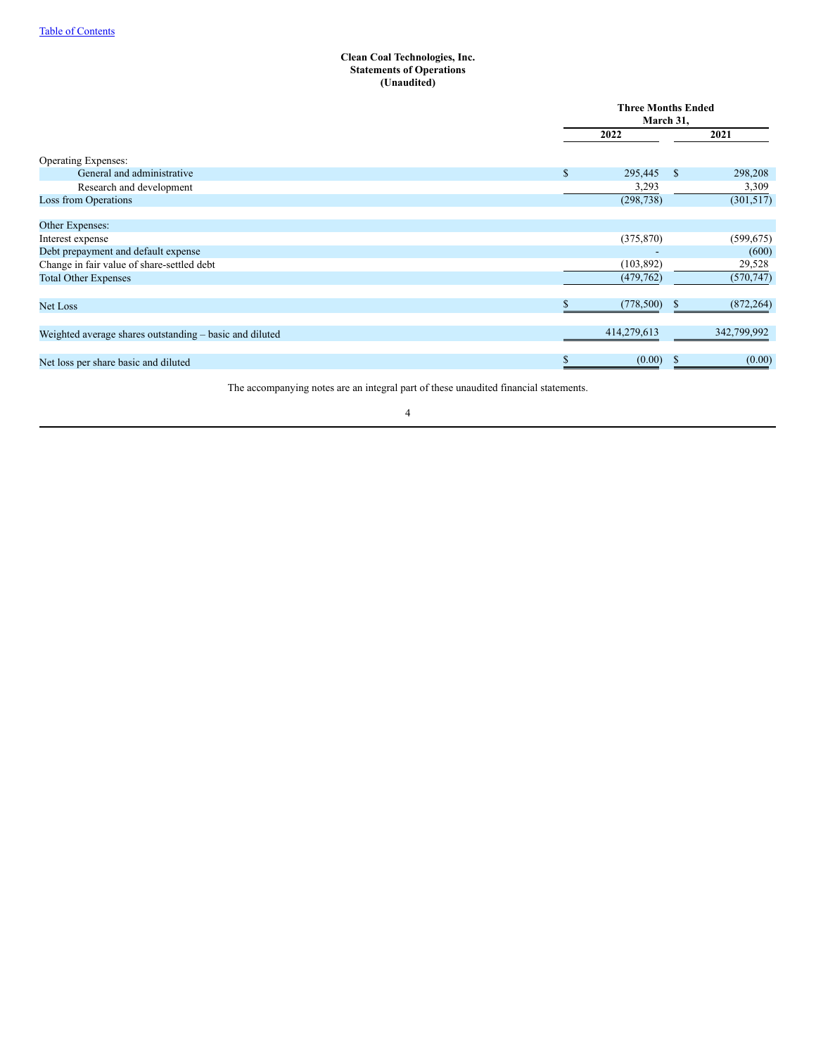Table of Contents

**Clean Coal Technologies, Inc.**
**Statements of Operations**
**(Unaudited)**

| | Three Months Ended March 31, | |
|---|---|---|
| | **2022** | **2021** |
| Operating Expenses: | | |
| General and administrative | $ 295,445 | $ 298,208 |
| Research and development | 3,293 | 3,309 |
| Loss from Operations | (298,738) | (301,517) |
| | | |
| Other Expenses: | | |
| Interest expense | (375,870) | (599,675) |
| Debt prepayment and default expense | - | (600) |
| Change in fair value of share-settled debt | (103,892) | 29,528 |
| Total Other Expenses | (479,762) | (570,747) |
| | | |
| Net Loss | $ (778,500) | $ (872,264) |
| | | |
| Weighted average shares outstanding – basic and diluted | 414,279,613 | 342,799,992 |
| | | |
| Net loss per share basic and diluted | $ (0.00) | $ (0.00) |

The accompanying notes are an integral part of these unaudited financial statements.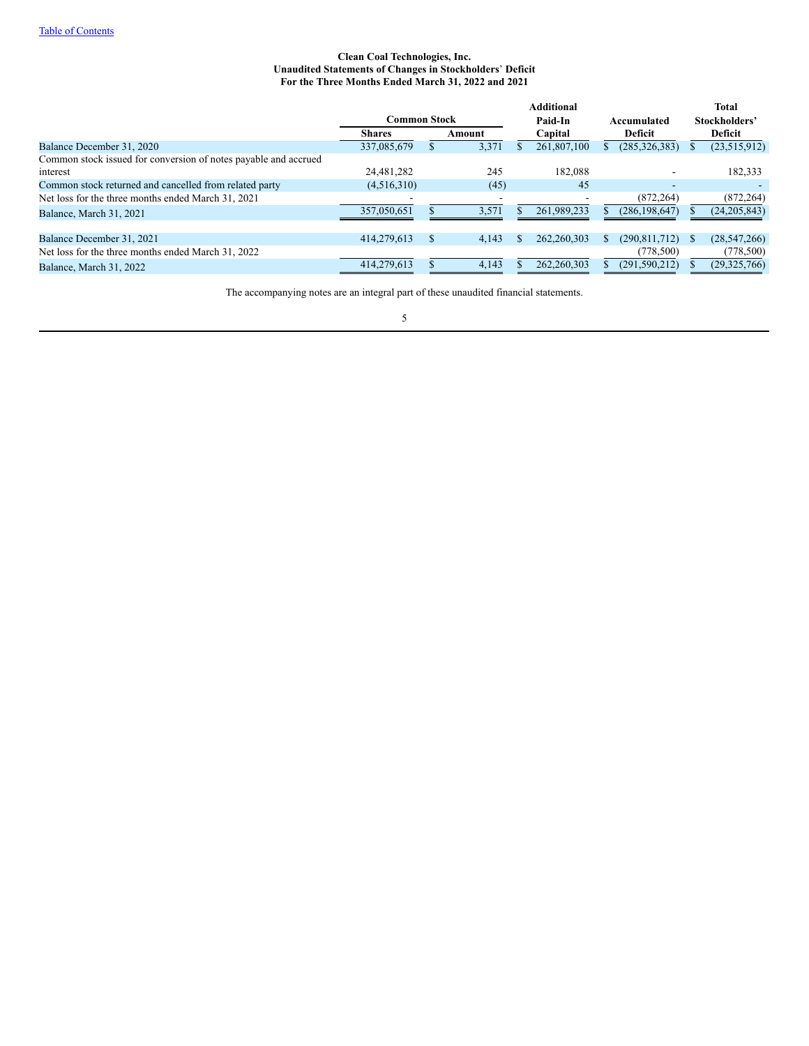Table of Contents

**Clean Coal Technologies, Inc.**
**Unaudited Statements of Changes in Stockholders' Deficit**
**For the Three Months Ended March 31, 2022 and 2021**

| | Common Stock | | Additional Paid-In Capital | Accumulated Deficit | Total Stockholders' Deficit |
|---|---|---|---|---|---|
| | Shares | Amount | | | |
| Balance December 31, 2020 | 337,085,679 | $ 3,371 | $ 261,807,100 | $ (285,326,383) | $ (23,515,912) |
| Common stock issued for conversion of notes payable and accrued interest | 24,481,282 | 245 | 182,088 | - | 182,333 |
| Common stock returned and cancelled from related party | (4,516,310) | (45) | 45 | - | - |
| Net loss for the three months ended March 31, 2021 | - | - | - | (872,264) | (872,264) |
| Balance, March 31, 2021 | 357,050,651 | $ 3,571 | $ 261,989,233 | $ (286,198,647) | $ (24,205,843) |
| | | | | | |
| Balance December 31, 2021 | 414,279,613 | $ 4,143 | $ 262,260,303 | $ (290,811,712) | $ (28,547,266) |
| Net loss for the three months ended March 31, 2022 | | | | (778,500) | (778,500) |
| Balance, March 31, 2022 | 414,279,613 | $ 4,143 | $ 262,260,303 | $ (291,590,212) | $ (29,325,766) |

The accompanying notes are an integral part of these unaudited financial statements.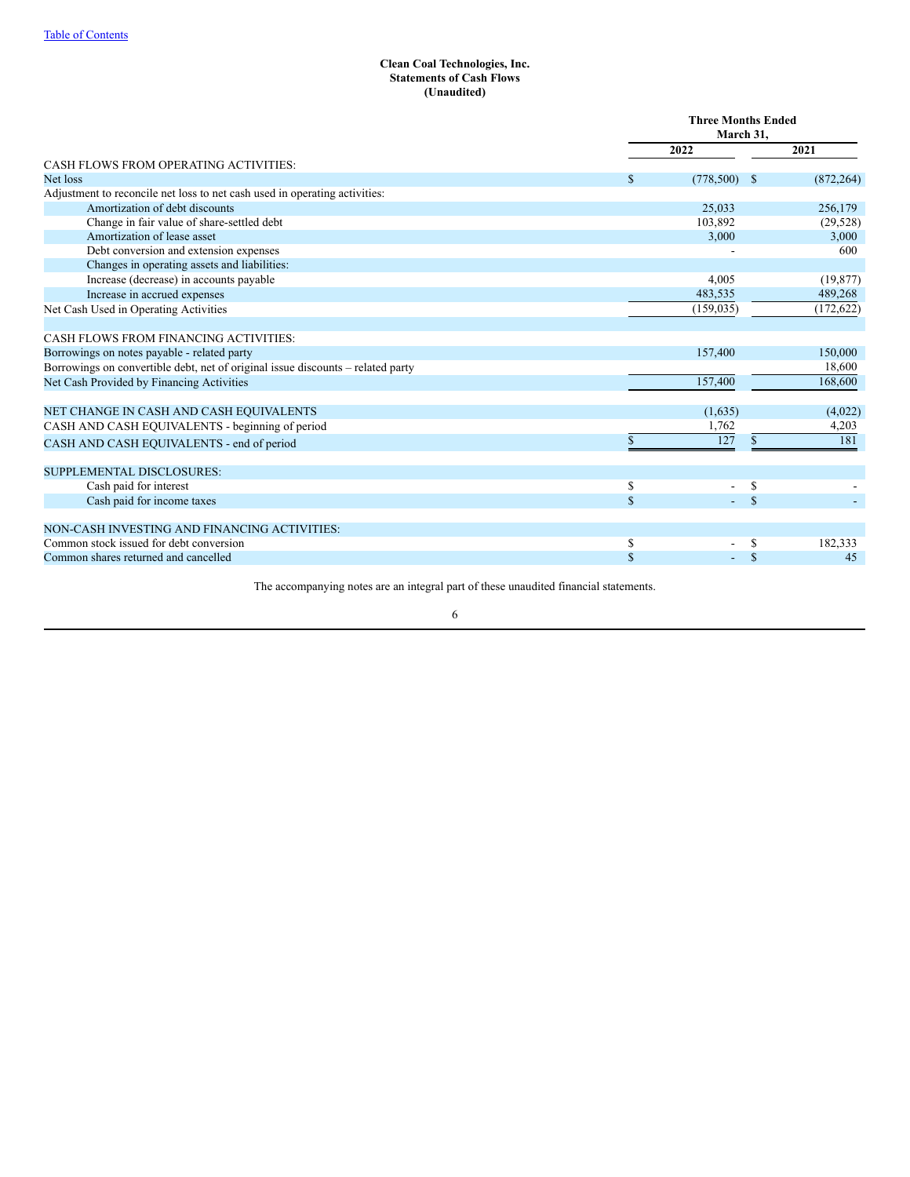[Table of Contents](#)

**Clean Coal Technologies, Inc.**
**Statements of Cash Flows**
**(Unaudited)**

| | Three Months Ended March 31, | |
|---|---|---|
| | **2022** | **2021** |
| CASH FLOWS FROM OPERATING ACTIVITIES: | | |
| Net loss | $ (778,500) | $ (872,264) |
| Adjustment to reconcile net loss to net cash used in operating activities: | | |
| Amortization of debt discounts | 25,033 | 256,179 |
| Change in fair value of share-settled debt | 103,892 | (29,528) |
| Amortization of lease asset | 3,000 | 3,000 |
| Debt conversion and extension expenses | - | 600 |
| Changes in operating assets and liabilities: | | |
| Increase (decrease) in accounts payable | 4,005 | (19,877) |
| Increase in accrued expenses | 483,535 | 489,268 |
| Net Cash Used in Operating Activities | (159,035) | (172,622) |
| | | |
| CASH FLOWS FROM FINANCING ACTIVITIES: | | |
| Borrowings on notes payable - related party | 157,400 | 150,000 |
| Borrowings on convertible debt, net of original issue discounts – related party | | 18,600 |
| Net Cash Provided by Financing Activities | 157,400 | 168,600 |
| | | |
| NET CHANGE IN CASH AND CASH EQUIVALENTS | (1,635) | (4,022) |
| CASH AND CASH EQUIVALENTS - beginning of period | 1,762 | 4,203 |
| CASH AND CASH EQUIVALENTS - end of period | $ 127 | $ 181 |
| | | |
| SUPPLEMENTAL DISCLOSURES: | | |
| Cash paid for interest | $ - | $ - |
| Cash paid for income taxes | $ - | $ - |
| | | |
| NON-CASH INVESTING AND FINANCING ACTIVITIES: | | |
| Common stock issued for debt conversion | $ - | $ 182,333 |
| Common shares returned and cancelled | $ - | $ 45 |

The accompanying notes are an integral part of these unaudited financial statements.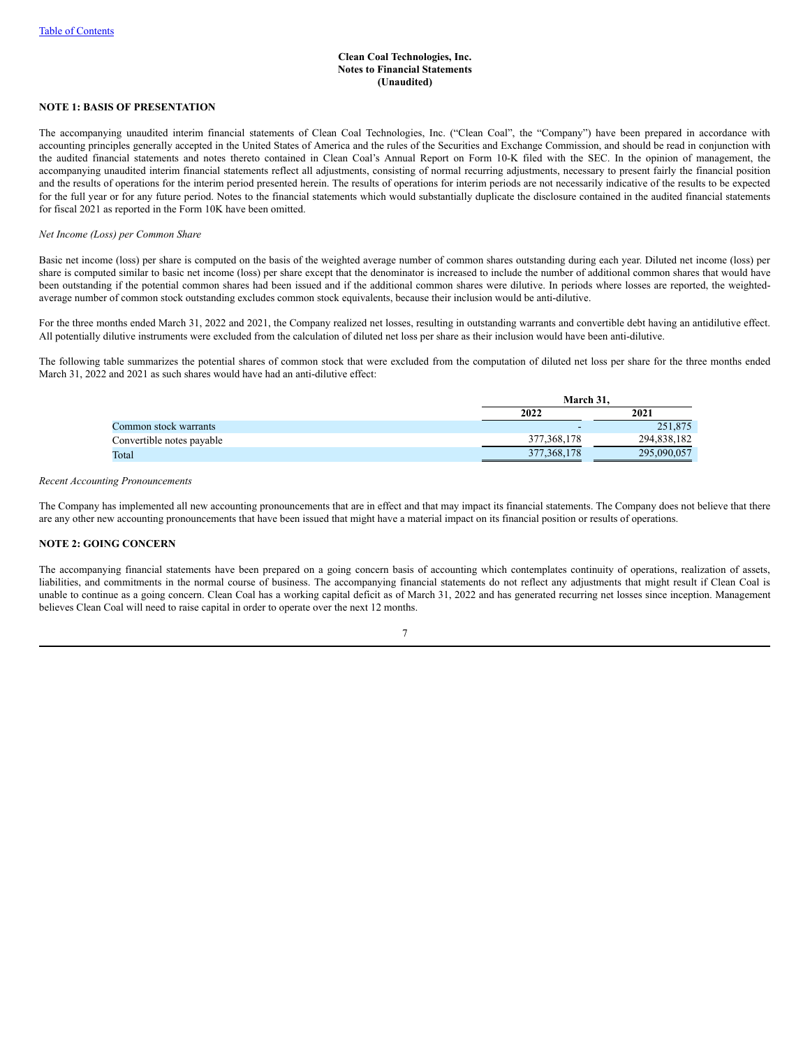Table of Contents

**Clean Coal Technologies, Inc.**
**Notes to Financial Statements**
**(Unaudited)**

**NOTE 1: BASIS OF PRESENTATION**

The accompanying unaudited interim financial statements of Clean Coal Technologies, Inc. ("Clean Coal", the "Company") have been prepared in accordance with accounting principles generally accepted in the United States of America and the rules of the Securities and Exchange Commission, and should be read in conjunction with the audited financial statements and notes thereto contained in Clean Coal's Annual Report on Form 10-K filed with the SEC. In the opinion of management, the accompanying unaudited interim financial statements reflect all adjustments, consisting of normal recurring adjustments, necessary to present fairly the financial position and the results of operations for the interim period presented herein. The results of operations for interim periods are not necessarily indicative of the results to be expected for the full year or for any future period. Notes to the financial statements which would substantially duplicate the disclosure contained in the audited financial statements for fiscal 2021 as reported in the Form 10K have been omitted.

*Net Income (Loss) per Common Share*

Basic net income (loss) per share is computed on the basis of the weighted average number of common shares outstanding during each year. Diluted net income (loss) per share is computed similar to basic net income (loss) per share except that the denominator is increased to include the number of additional common shares that would have been outstanding if the potential common shares had been issued and if the additional common shares were dilutive. In periods where losses are reported, the weighted-average number of common stock outstanding excludes common stock equivalents, because their inclusion would be anti-dilutive.

For the three months ended March 31, 2022 and 2021, the Company realized net losses, resulting in outstanding warrants and convertible debt having an antidilutive effect. All potentially dilutive instruments were excluded from the calculation of diluted net loss per share as their inclusion would have been anti-dilutive.

The following table summarizes the potential shares of common stock that were excluded from the computation of diluted net loss per share for the three months ended March 31, 2022 and 2021 as such shares would have had an anti-dilutive effect:

| | March 31, | |
|---|---|---|
| | 2022 | 2021 |
| Common stock warrants | - | 251,875 |
| Convertible notes payable | 377,368,178 | 294,838,182 |
| Total | 377,368,178 | 295,090,057 |

*Recent Accounting Pronouncements*

The Company has implemented all new accounting pronouncements that are in effect and that may impact its financial statements. The Company does not believe that there are any other new accounting pronouncements that have been issued that might have a material impact on its financial position or results of operations.

**NOTE 2: GOING CONCERN**

The accompanying financial statements have been prepared on a going concern basis of accounting which contemplates continuity of operations, realization of assets, liabilities, and commitments in the normal course of business. The accompanying financial statements do not reflect any adjustments that might result if Clean Coal is unable to continue as a going concern. Clean Coal has a working capital deficit as of March 31, 2022 and has generated recurring net losses since inception. Management believes Clean Coal will need to raise capital in order to operate over the next 12 months.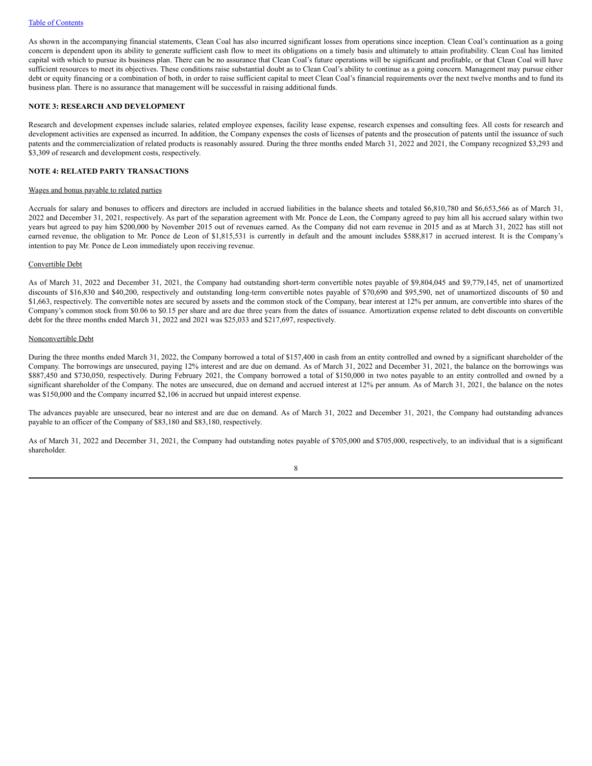As shown in the accompanying financial statements, Clean Coal has also incurred significant losses from operations since inception. Clean Coal's continuation as a going concern is dependent upon its ability to generate sufficient cash flow to meet its obligations on a timely basis and ultimately to attain profitability. Clean Coal has limited capital with which to pursue its business plan. There can be no assurance that Clean Coal's future operations will be significant and profitable, or that Clean Coal will have sufficient resources to meet its objectives. These conditions raise substantial doubt as to Clean Coal's ability to continue as a going concern. Management may pursue either debt or equity financing or a combination of both, in order to raise sufficient capital to meet Clean Coal's financial requirements over the next twelve months and to fund its business plan. There is no assurance that management will be successful in raising additional funds.

## NOTE 3: RESEARCH AND DEVELOPMENT

Research and development expenses include salaries, related employee expenses, facility lease expense, research expenses and consulting fees. All costs for research and development activities are expensed as incurred. In addition, the Company expenses the costs of licenses of patents and the prosecution of patents until the issuance of such patents and the commercialization of related products is reasonably assured. During the three months ended March 31, 2022 and 2021, the Company recognized $3,293 and $3,309 of research and development costs, respectively.

## NOTE 4: RELATED PARTY TRANSACTIONS

Wages and bonus payable to related parties

Accruals for salary and bonuses to officers and directors are included in accrued liabilities in the balance sheets and totaled $6,810,780 and $6,653,566 as of March 31, 2022 and December 31, 2021, respectively. As part of the separation agreement with Mr. Ponce de Leon, the Company agreed to pay him all his accrued salary within two years but agreed to pay him $200,000 by November 2015 out of revenues earned. As the Company did not earn revenue in 2015 and as at March 31, 2022 has still not earned revenue, the obligation to Mr. Ponce de Leon of $1,815,531 is currently in default and the amount includes $588,817 in accrued interest. It is the Company's intention to pay Mr. Ponce de Leon immediately upon receiving revenue.

Convertible Debt

As of March 31, 2022 and December 31, 2021, the Company had outstanding short-term convertible notes payable of $9,804,045 and $9,779,145, net of unamortized discounts of $16,830 and $40,200, respectively and outstanding long-term convertible notes payable of $70,690 and $95,590, net of unamortized discounts of $0 and $1,663, respectively. The convertible notes are secured by assets and the common stock of the Company, bear interest at 12% per annum, are convertible into shares of the Company's common stock from $0.06 to $0.15 per share and are due three years from the dates of issuance. Amortization expense related to debt discounts on convertible debt for the three months ended March 31, 2022 and 2021 was $25,033 and $217,697, respectively.

Nonconvertible Debt

During the three months ended March 31, 2022, the Company borrowed a total of $157,400 in cash from an entity controlled and owned by a significant shareholder of the Company. The borrowings are unsecured, paying 12% interest and are due on demand. As of March 31, 2022 and December 31, 2021, the balance on the borrowings was $887,450 and $730,050, respectively. During February 2021, the Company borrowed a total of $150,000 in two notes payable to an entity controlled and owned by a significant shareholder of the Company. The notes are unsecured, due on demand and accrued interest at 12% per annum. As of March 31, 2021, the balance on the notes was $150,000 and the Company incurred $2,106 in accrued but unpaid interest expense.

The advances payable are unsecured, bear no interest and are due on demand. As of March 31, 2022 and December 31, 2021, the Company had outstanding advances payable to an officer of the Company of $83,180 and $83,180, respectively.

As of March 31, 2022 and December 31, 2021, the Company had outstanding notes payable of $705,000 and $705,000, respectively, to an individual that is a significant shareholder.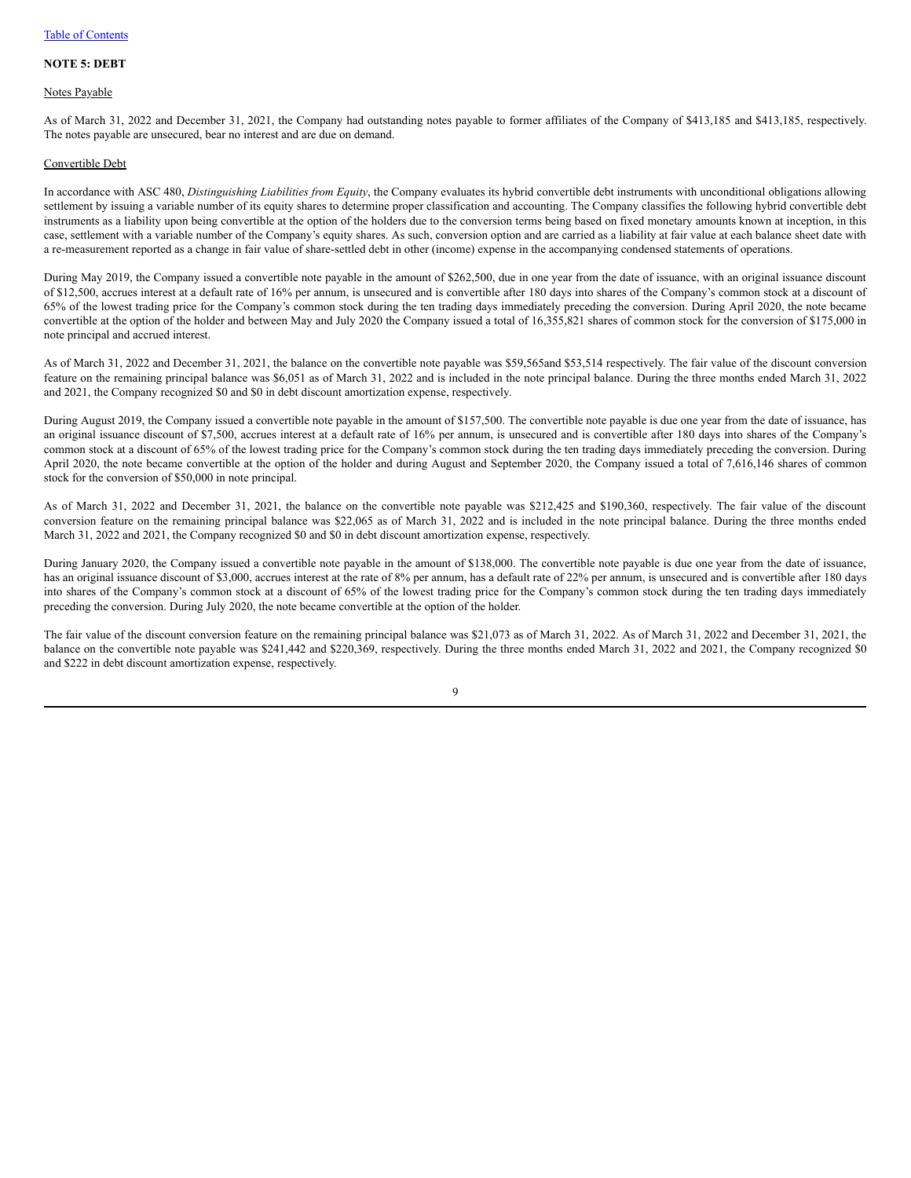[Table of Contents]

**NOTE 5: DEBT**

Notes Payable

As of March 31, 2022 and December 31, 2021, the Company had outstanding notes payable to former affiliates of the Company of $413,185 and $413,185, respectively. The notes payable are unsecured, bear no interest and are due on demand.

Convertible Debt

In accordance with ASC 480, *Distinguishing Liabilities from Equity*, the Company evaluates its hybrid convertible debt instruments with unconditional obligations allowing settlement by issuing a variable number of its equity shares to determine proper classification and accounting. The Company classifies the following hybrid convertible debt instruments as a liability upon being convertible at the option of the holders due to the conversion terms being based on fixed monetary amounts known at inception, in this case, settlement with a variable number of the Company's equity shares. As such, conversion option and are carried as a liability at fair value at each balance sheet date with a re-measurement reported as a change in fair value of share-settled debt in other (income) expense in the accompanying condensed statements of operations.

During May 2019, the Company issued a convertible note payable in the amount of $262,500, due in one year from the date of issuance, with an original issuance discount of $12,500, accrues interest at a default rate of 16% per annum, is unsecured and is convertible after 180 days into shares of the Company's common stock at a discount of 65% of the lowest trading price for the Company's common stock during the ten trading days immediately preceding the conversion. During April 2020, the note became convertible at the option of the holder and between May and July 2020 the Company issued a total of 16,355,821 shares of common stock for the conversion of $175,000 in note principal and accrued interest.

As of March 31, 2022 and December 31, 2021, the balance on the convertible note payable was $59,565and $53,514 respectively. The fair value of the discount conversion feature on the remaining principal balance was $6,051 as of March 31, 2022 and is included in the note principal balance. During the three months ended March 31, 2022 and 2021, the Company recognized $0 and $0 in debt discount amortization expense, respectively.

During August 2019, the Company issued a convertible note payable in the amount of $157,500. The convertible note payable is due one year from the date of issuance, has an original issuance discount of $7,500, accrues interest at a default rate of 16% per annum, is unsecured and is convertible after 180 days into shares of the Company's common stock at a discount of 65% of the lowest trading price for the Company's common stock during the ten trading days immediately preceding the conversion. During April 2020, the note became convertible at the option of the holder and during August and September 2020, the Company issued a total of 7,616,146 shares of common stock for the conversion of $50,000 in note principal.

As of March 31, 2022 and December 31, 2021, the balance on the convertible note payable was $212,425 and $190,360, respectively. The fair value of the discount conversion feature on the remaining principal balance was $22,065 as of March 31, 2022 and is included in the note principal balance. During the three months ended March 31, 2022 and 2021, the Company recognized $0 and $0 in debt discount amortization expense, respectively.

During January 2020, the Company issued a convertible note payable in the amount of $138,000. The convertible note payable is due one year from the date of issuance, has an original issuance discount of $3,000, accrues interest at the rate of 8% per annum, has a default rate of 22% per annum, is unsecured and is convertible after 180 days into shares of the Company's common stock at a discount of 65% of the lowest trading price for the Company's common stock during the ten trading days immediately preceding the conversion. During July 2020, the note became convertible at the option of the holder.

The fair value of the discount conversion feature on the remaining principal balance was $21,073 as of March 31, 2022. As of March 31, 2022 and December 31, 2021, the balance on the convertible note payable was $241,442 and $220,369, respectively. During the three months ended March 31, 2022 and 2021, the Company recognized $0 and $222 in debt discount amortization expense, respectively.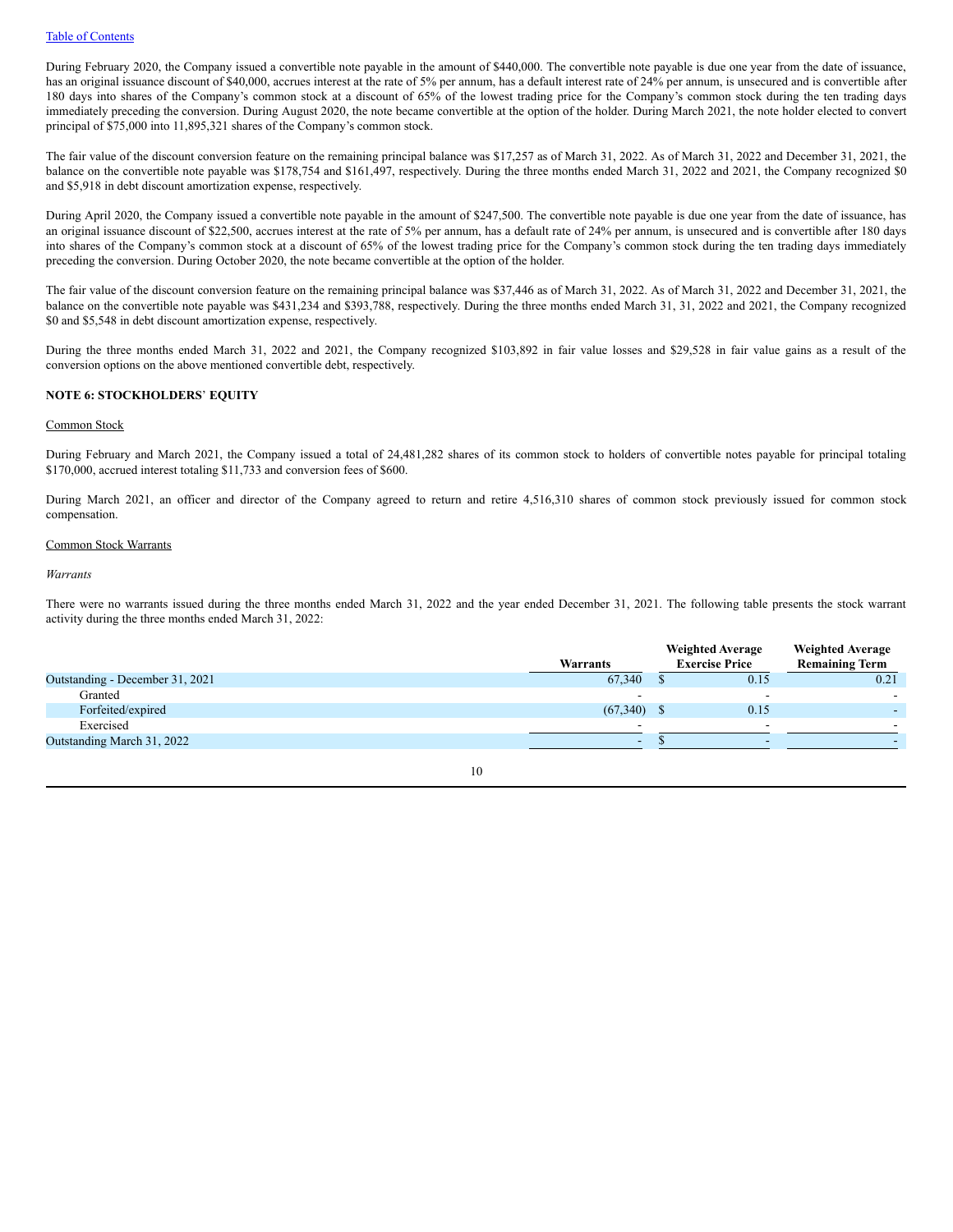During February 2020, the Company issued a convertible note payable in the amount of $440,000. The convertible note payable is due one year from the date of issuance, has an original issuance discount of $40,000, accrues interest at the rate of 5% per annum, has a default interest rate of 24% per annum, is unsecured and is convertible after 180 days into shares of the Company's common stock at a discount of 65% of the lowest trading price for the Company's common stock during the ten trading days immediately preceding the conversion. During August 2020, the note became convertible at the option of the holder. During March 2021, the note holder elected to convert principal of $75,000 into 11,895,321 shares of the Company's common stock.

The fair value of the discount conversion feature on the remaining principal balance was $17,257 as of March 31, 2022. As of March 31, 2022 and December 31, 2021, the balance on the convertible note payable was $178,754 and $161,497, respectively. During the three months ended March 31, 2022 and 2021, the Company recognized $0 and $5,918 in debt discount amortization expense, respectively.

During April 2020, the Company issued a convertible note payable in the amount of $247,500. The convertible note payable is due one year from the date of issuance, has an original issuance discount of $22,500, accrues interest at the rate of 5% per annum, has a default rate of 24% per annum, is unsecured and is convertible after 180 days into shares of the Company's common stock at a discount of 65% of the lowest trading price for the Company's common stock during the ten trading days immediately preceding the conversion. During October 2020, the note became convertible at the option of the holder.

The fair value of the discount conversion feature on the remaining principal balance was $37,446 as of March 31, 2022. As of March 31, 2022 and December 31, 2021, the balance on the convertible note payable was $431,234 and $393,788, respectively. During the three months ended March 31, 31, 2022 and 2021, the Company recognized $0 and $5,548 in debt discount amortization expense, respectively.

During the three months ended March 31, 2022 and 2021, the Company recognized $103,892 in fair value losses and $29,528 in fair value gains as a result of the conversion options on the above mentioned convertible debt, respectively.

**NOTE 6: STOCKHOLDERS' EQUITY**

Common Stock

During February and March 2021, the Company issued a total of 24,481,282 shares of its common stock to holders of convertible notes payable for principal totaling $170,000, accrued interest totaling $11,733 and conversion fees of $600.

During March 2021, an officer and director of the Company agreed to return and retire 4,516,310 shares of common stock previously issued for common stock compensation.

Common Stock Warrants

*Warrants*

There were no warrants issued during the three months ended March 31, 2022 and the year ended December 31, 2021. The following table presents the stock warrant activity during the three months ended March 31, 2022:

| | Warrants | Weighted Average Exercise Price | Weighted Average Remaining Term |
|---|---|---|---|
| Outstanding - December 31, 2021 | 67,340 | $ 0.15 | 0.21 |
| Granted | - | - | - |
| Forfeited/expired | (67,340) | $ 0.15 | - |
| Exercised | - | - | - |
| Outstanding March 31, 2022 | - | $ - | - |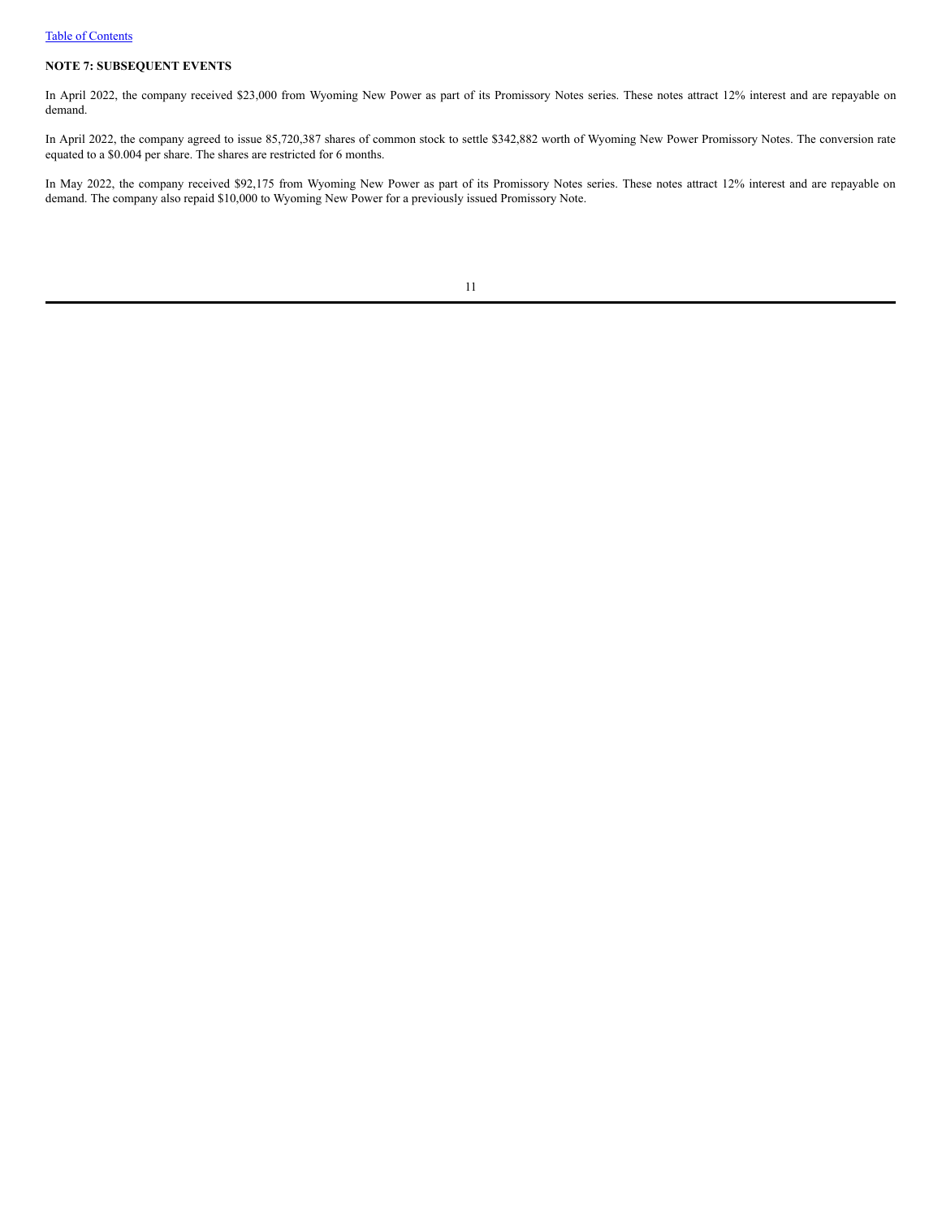### NOTE 7: SUBSEQUENT EVENTS

In April 2022, the company received $23,000 from Wyoming New Power as part of its Promissory Notes series. These notes attract 12% interest and are repayable on demand.

In April 2022, the company agreed to issue 85,720,387 shares of common stock to settle $342,882 worth of Wyoming New Power Promissory Notes. The conversion rate equated to a $0.004 per share. The shares are restricted for 6 months.

In May 2022, the company received $92,175 from Wyoming New Power as part of its Promissory Notes series. These notes attract 12% interest and are repayable on demand. The company also repaid $10,000 to Wyoming New Power for a previously issued Promissory Note.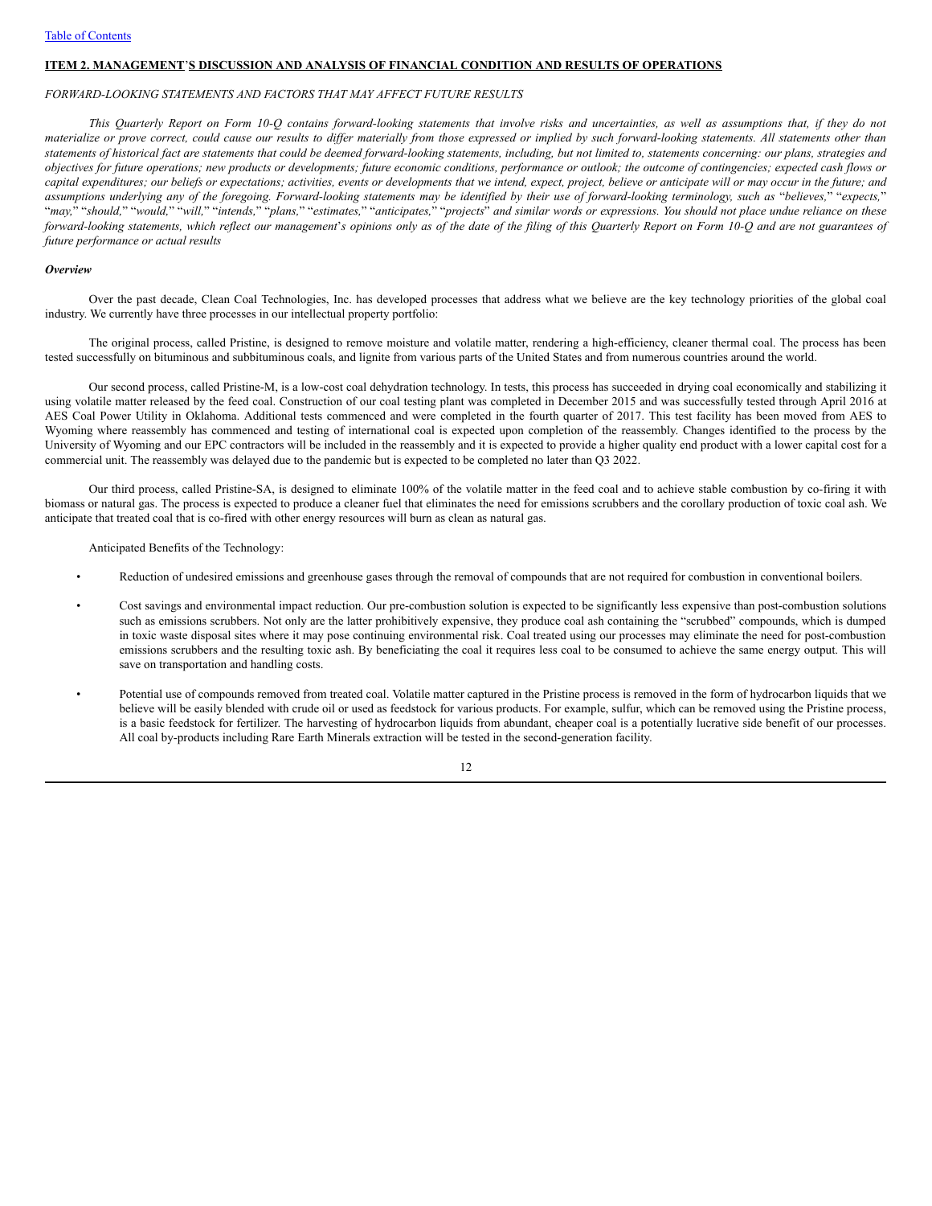[Table of Contents](#)

**ITEM 2. MANAGEMENT'S DISCUSSION AND ANALYSIS OF FINANCIAL CONDITION AND RESULTS OF OPERATIONS**

*FORWARD-LOOKING STATEMENTS AND FACTORS THAT MAY AFFECT FUTURE RESULTS*

*This Quarterly Report on Form 10-Q contains forward-looking statements that involve risks and uncertainties, as well as assumptions that, if they do not materialize or prove correct, could cause our results to differ materially from those expressed or implied by such forward-looking statements. All statements other than statements of historical fact are statements that could be deemed forward-looking statements, including, but not limited to, statements concerning: our plans, strategies and objectives for future operations; new products or developments; future economic conditions, performance or outlook; the outcome of contingencies; expected cash flows or capital expenditures; our beliefs or expectations; activities, events or developments that we intend, expect, project, believe or anticipate will or may occur in the future; and assumptions underlying any of the foregoing. Forward-looking statements may be identified by their use of forward-looking terminology, such as "believes," "expects," "may," "should," "would," "will," "intends," "plans," "estimates," "anticipates," "projects" and similar words or expressions. You should not place undue reliance on these forward-looking statements, which reflect our management's opinions only as of the date of the filing of this Quarterly Report on Form 10-Q and are not guarantees of future performance or actual results*

***Overview***

Over the past decade, Clean Coal Technologies, Inc. has developed processes that address what we believe are the key technology priorities of the global coal industry. We currently have three processes in our intellectual property portfolio:

The original process, called Pristine, is designed to remove moisture and volatile matter, rendering a high-efficiency, cleaner thermal coal. The process has been tested successfully on bituminous and subbituminous coals, and lignite from various parts of the United States and from numerous countries around the world.

Our second process, called Pristine-M, is a low-cost coal dehydration technology. In tests, this process has succeeded in drying coal economically and stabilizing it using volatile matter released by the feed coal. Construction of our coal testing plant was completed in December 2015 and was successfully tested through April 2016 at AES Coal Power Utility in Oklahoma. Additional tests commenced and were completed in the fourth quarter of 2017. This test facility has been moved from AES to Wyoming where reassembly has commenced and testing of international coal is expected upon completion of the reassembly. Changes identified to the process by the University of Wyoming and our EPC contractors will be included in the reassembly and it is expected to provide a higher quality end product with a lower capital cost for a commercial unit. The reassembly was delayed due to the pandemic but is expected to be completed no later than Q3 2022.

Our third process, called Pristine-SA, is designed to eliminate 100% of the volatile matter in the feed coal and to achieve stable combustion by co-firing it with biomass or natural gas. The process is expected to produce a cleaner fuel that eliminates the need for emissions scrubbers and the corollary production of toxic coal ash. We anticipate that treated coal that is co-fired with other energy resources will burn as clean as natural gas.

Anticipated Benefits of the Technology:

- Reduction of undesired emissions and greenhouse gases through the removal of compounds that are not required for combustion in conventional boilers.
- Cost savings and environmental impact reduction. Our pre-combustion solution is expected to be significantly less expensive than post-combustion solutions such as emissions scrubbers. Not only are the latter prohibitively expensive, they produce coal ash containing the "scrubbed" compounds, which is dumped in toxic waste disposal sites where it may pose continuing environmental risk. Coal treated using our processes may eliminate the need for post-combustion emissions scrubbers and the resulting toxic ash. By beneficiating the coal it requires less coal to be consumed to achieve the same energy output. This will save on transportation and handling costs.
- Potential use of compounds removed from treated coal. Volatile matter captured in the Pristine process is removed in the form of hydrocarbon liquids that we believe will be easily blended with crude oil or used as feedstock for various products. For example, sulfur, which can be removed using the Pristine process, is a basic feedstock for fertilizer. The harvesting of hydrocarbon liquids from abundant, cheaper coal is a potentially lucrative side benefit of our processes. All coal by-products including Rare Earth Minerals extraction will be tested in the second-generation facility.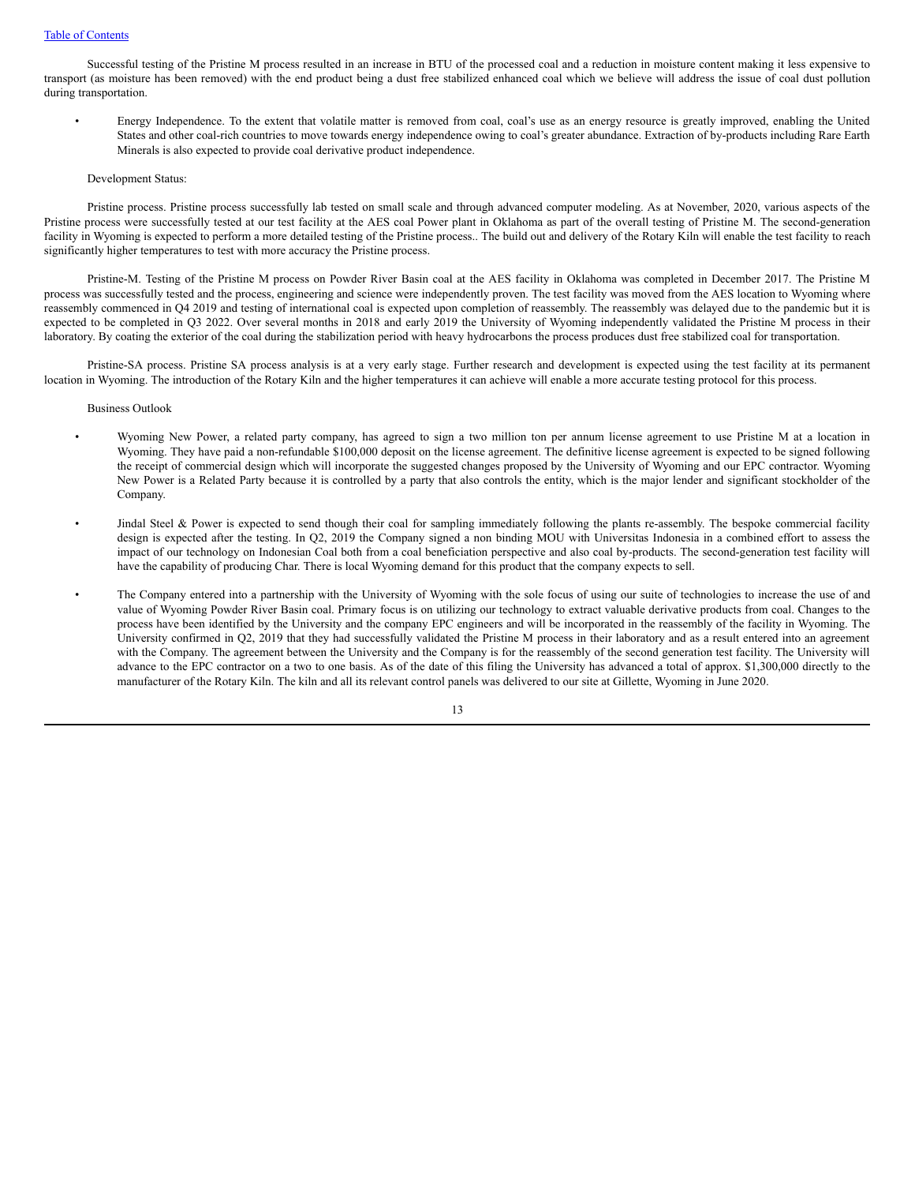Successful testing of the Pristine M process resulted in an increase in BTU of the processed coal and a reduction in moisture content making it less expensive to transport (as moisture has been removed) with the end product being a dust free stabilized enhanced coal which we believe will address the issue of coal dust pollution during transportation.

- Energy Independence. To the extent that volatile matter is removed from coal, coal's use as an energy resource is greatly improved, enabling the United States and other coal-rich countries to move towards energy independence owing to coal's greater abundance. Extraction of by-products including Rare Earth Minerals is also expected to provide coal derivative product independence.

Development Status:

Pristine process. Pristine process successfully lab tested on small scale and through advanced computer modeling. As at November, 2020, various aspects of the Pristine process were successfully tested at our test facility at the AES coal Power plant in Oklahoma as part of the overall testing of Pristine M. The second-generation facility in Wyoming is expected to perform a more detailed testing of the Pristine process.. The build out and delivery of the Rotary Kiln will enable the test facility to reach significantly higher temperatures to test with more accuracy the Pristine process.

Pristine-M. Testing of the Pristine M process on Powder River Basin coal at the AES facility in Oklahoma was completed in December 2017. The Pristine M process was successfully tested and the process, engineering and science were independently proven. The test facility was moved from the AES location to Wyoming where reassembly commenced in Q4 2019 and testing of international coal is expected upon completion of reassembly. The reassembly was delayed due to the pandemic but it is expected to be completed in Q3 2022. Over several months in 2018 and early 2019 the University of Wyoming independently validated the Pristine M process in their laboratory. By coating the exterior of the coal during the stabilization period with heavy hydrocarbons the process produces dust free stabilized coal for transportation.

Pristine-SA process. Pristine SA process analysis is at a very early stage. Further research and development is expected using the test facility at its permanent location in Wyoming. The introduction of the Rotary Kiln and the higher temperatures it can achieve will enable a more accurate testing protocol for this process.

Business Outlook

- Wyoming New Power, a related party company, has agreed to sign a two million ton per annum license agreement to use Pristine M at a location in Wyoming. They have paid a non-refundable $100,000 deposit on the license agreement. The definitive license agreement is expected to be signed following the receipt of commercial design which will incorporate the suggested changes proposed by the University of Wyoming and our EPC contractor. Wyoming New Power is a Related Party because it is controlled by a party that also controls the entity, which is the major lender and significant stockholder of the Company.

- Jindal Steel & Power is expected to send though their coal for sampling immediately following the plants re-assembly. The bespoke commercial facility design is expected after the testing. In Q2, 2019 the Company signed a non binding MOU with Universitas Indonesia in a combined effort to assess the impact of our technology on Indonesian Coal both from a coal beneficiation perspective and also coal by-products. The second-generation test facility will have the capability of producing Char. There is local Wyoming demand for this product that the company expects to sell.

- The Company entered into a partnership with the University of Wyoming with the sole focus of using our suite of technologies to increase the use of and value of Wyoming Powder River Basin coal. Primary focus is on utilizing our technology to extract valuable derivative products from coal. Changes to the process have been identified by the University and the company EPC engineers and will be incorporated in the reassembly of the facility in Wyoming. The University confirmed in Q2, 2019 that they had successfully validated the Pristine M process in their laboratory and as a result entered into an agreement with the Company. The agreement between the University and the Company is for the reassembly of the second generation test facility. The University will advance to the EPC contractor on a two to one basis. As of the date of this filing the University has advanced a total of approx. $1,300,000 directly to the manufacturer of the Rotary Kiln. The kiln and all its relevant control panels was delivered to our site at Gillette, Wyoming in June 2020.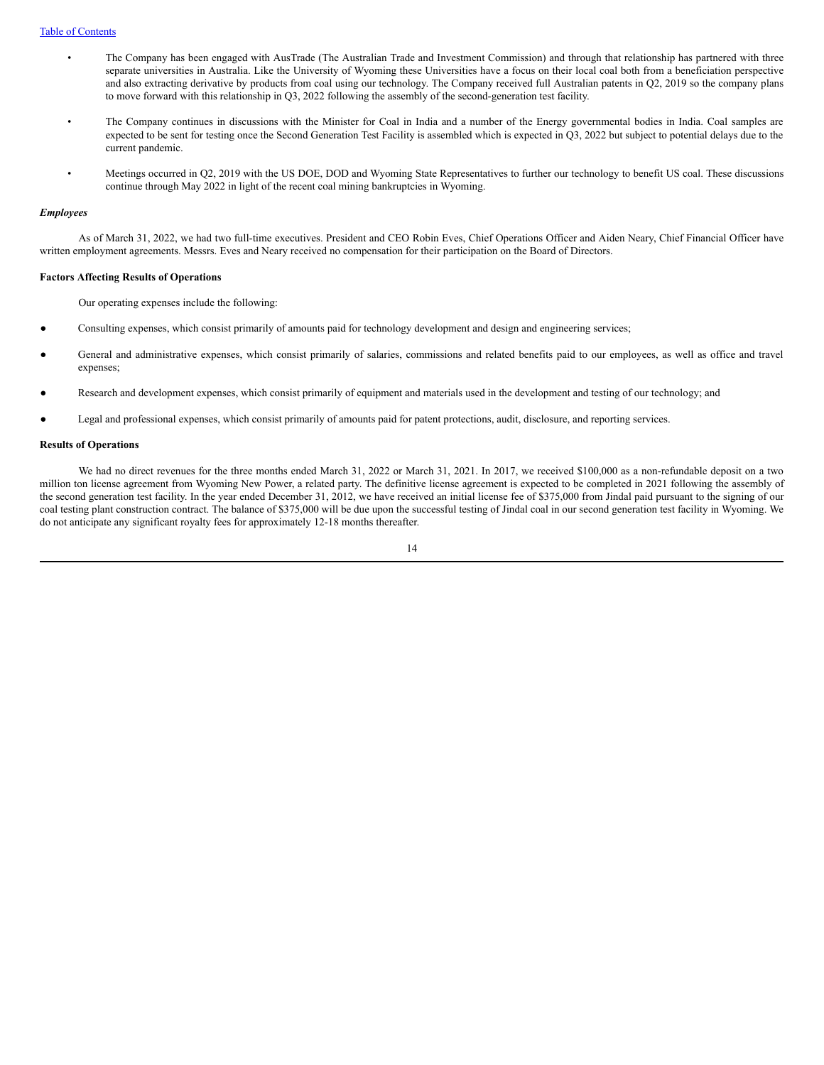- The Company has been engaged with AusTrade (The Australian Trade and Investment Commission) and through that relationship has partnered with three separate universities in Australia. Like the University of Wyoming these Universities have a focus on their local coal both from a beneficiation perspective and also extracting derivative by products from coal using our technology. The Company received full Australian patents in Q2, 2019 so the company plans to move forward with this relationship in Q3, 2022 following the assembly of the second-generation test facility.

- The Company continues in discussions with the Minister for Coal in India and a number of the Energy governmental bodies in India. Coal samples are expected to be sent for testing once the Second Generation Test Facility is assembled which is expected in Q3, 2022 but subject to potential delays due to the current pandemic.

- Meetings occurred in Q2, 2019 with the US DOE, DOD and Wyoming State Representatives to further our technology to benefit US coal. These discussions continue through May 2022 in light of the recent coal mining bankruptcies in Wyoming.

***Employees***

As of March 31, 2022, we had two full-time executives. President and CEO Robin Eves, Chief Operations Officer and Aiden Neary, Chief Financial Officer have written employment agreements. Messrs. Eves and Neary received no compensation for their participation on the Board of Directors.

**Factors Affecting Results of Operations**

Our operating expenses include the following:

- Consulting expenses, which consist primarily of amounts paid for technology development and design and engineering services;

- General and administrative expenses, which consist primarily of salaries, commissions and related benefits paid to our employees, as well as office and travel expenses;

- Research and development expenses, which consist primarily of equipment and materials used in the development and testing of our technology; and

- Legal and professional expenses, which consist primarily of amounts paid for patent protections, audit, disclosure, and reporting services.

**Results of Operations**

We had no direct revenues for the three months ended March 31, 2022 or March 31, 2021. In 2017, we received $100,000 as a non-refundable deposit on a two million ton license agreement from Wyoming New Power, a related party. The definitive license agreement is expected to be completed in 2021 following the assembly of the second generation test facility. In the year ended December 31, 2012, we have received an initial license fee of $375,000 from Jindal paid pursuant to the signing of our coal testing plant construction contract. The balance of $375,000 will be due upon the successful testing of Jindal coal in our second generation test facility in Wyoming. We do not anticipate any significant royalty fees for approximately 12-18 months thereafter.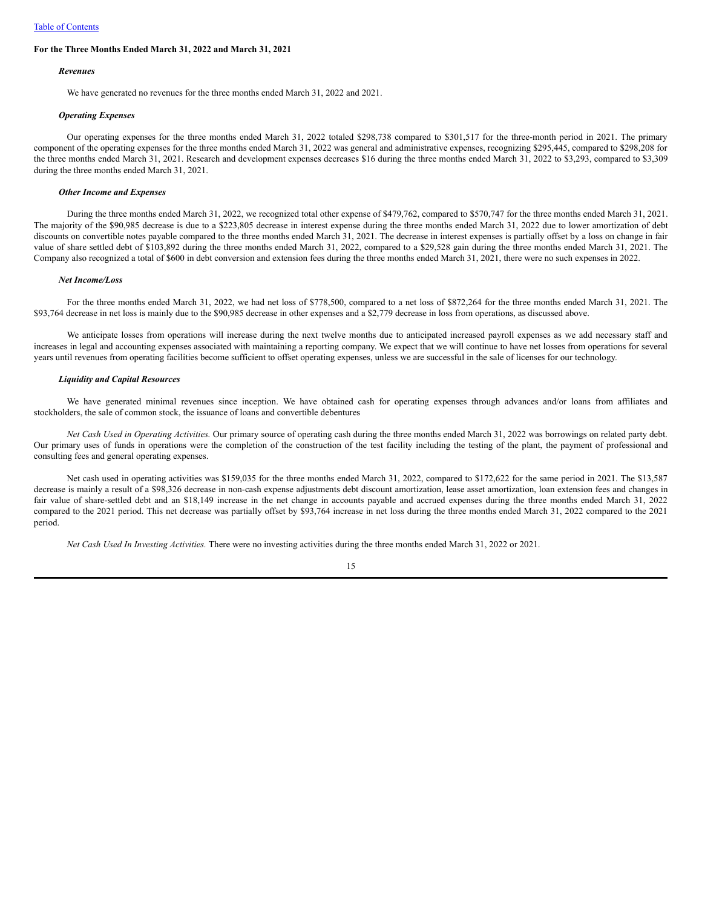**For the Three Months Ended March 31, 2022 and March 31, 2021**

***Revenues***

We have generated no revenues for the three months ended March 31, 2022 and 2021.

***Operating Expenses***

Our operating expenses for the three months ended March 31, 2022 totaled $298,738 compared to $301,517 for the three-month period in 2021. The primary component of the operating expenses for the three months ended March 31, 2022 was general and administrative expenses, recognizing $295,445, compared to $298,208 for the three months ended March 31, 2021. Research and development expenses decreases $16 during the three months ended March 31, 2022 to $3,293, compared to $3,309 during the three months ended March 31, 2021.

***Other Income and Expenses***

During the three months ended March 31, 2022, we recognized total other expense of $479,762, compared to $570,747 for the three months ended March 31, 2021. The majority of the $90,985 decrease is due to a $223,805 decrease in interest expense during the three months ended March 31, 2022 due to lower amortization of debt discounts on convertible notes payable compared to the three months ended March 31, 2021. The decrease in interest expenses is partially offset by a loss on change in fair value of share settled debt of $103,892 during the three months ended March 31, 2022, compared to a $29,528 gain during the three months ended March 31, 2021. The Company also recognized a total of $600 in debt conversion and extension fees during the three months ended March 31, 2021, there were no such expenses in 2022.

***Net Income/Loss***

For the three months ended March 31, 2022, we had net loss of $778,500, compared to a net loss of $872,264 for the three months ended March 31, 2021. The $93,764 decrease in net loss is mainly due to the $90,985 decrease in other expenses and a $2,779 decrease in loss from operations, as discussed above.

We anticipate losses from operations will increase during the next twelve months due to anticipated increased payroll expenses as we add necessary staff and increases in legal and accounting expenses associated with maintaining a reporting company. We expect that we will continue to have net losses from operations for several years until revenues from operating facilities become sufficient to offset operating expenses, unless we are successful in the sale of licenses for our technology.

***Liquidity and Capital Resources***

We have generated minimal revenues since inception. We have obtained cash for operating expenses through advances and/or loans from affiliates and stockholders, the sale of common stock, the issuance of loans and convertible debentures

*Net Cash Used in Operating Activities.* Our primary source of operating cash during the three months ended March 31, 2022 was borrowings on related party debt. Our primary uses of funds in operations were the completion of the construction of the test facility including the testing of the plant, the payment of professional and consulting fees and general operating expenses.

Net cash used in operating activities was $159,035 for the three months ended March 31, 2022, compared to $172,622 for the same period in 2021. The $13,587 decrease is mainly a result of a $98,326 decrease in non-cash expense adjustments debt discount amortization, lease asset amortization, loan extension fees and changes in fair value of share-settled debt and an $18,149 increase in the net change in accounts payable and accrued expenses during the three months ended March 31, 2022 compared to the 2021 period. This net decrease was partially offset by $93,764 increase in net loss during the three months ended March 31, 2022 compared to the 2021 period.

*Net Cash Used In Investing Activities.* There were no investing activities during the three months ended March 31, 2022 or 2021.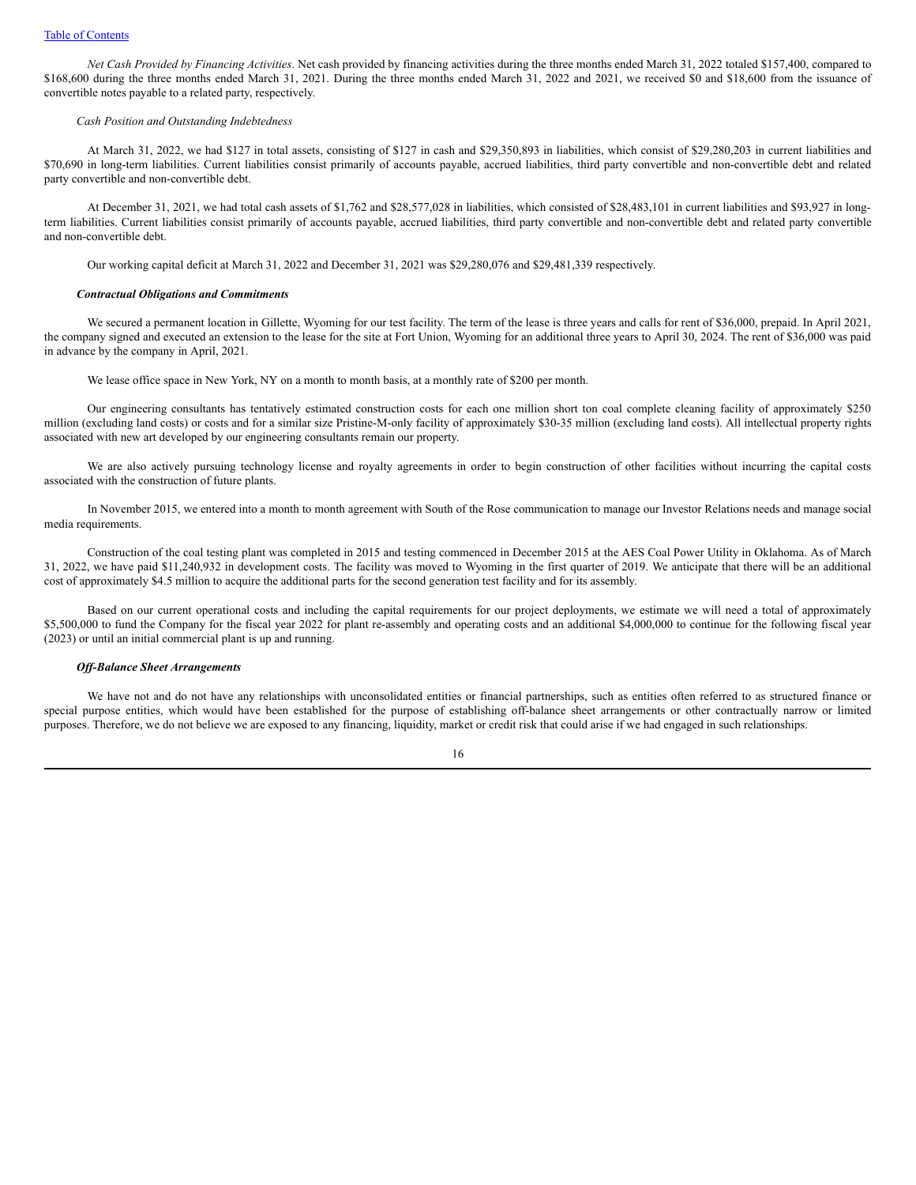*Net Cash Provided by Financing Activities*. Net cash provided by financing activities during the three months ended March 31, 2022 totaled $157,400, compared to $168,600 during the three months ended March 31, 2021. During the three months ended March 31, 2022 and 2021, we received $0 and $18,600 from the issuance of convertible notes payable to a related party, respectively.

*Cash Position and Outstanding Indebtedness*

At March 31, 2022, we had $127 in total assets, consisting of $127 in cash and $29,350,893 in liabilities, which consist of $29,280,203 in current liabilities and $70,690 in long-term liabilities. Current liabilities consist primarily of accounts payable, accrued liabilities, third party convertible and non-convertible debt and related party convertible and non-convertible debt.

At December 31, 2021, we had total cash assets of $1,762 and $28,577,028 in liabilities, which consisted of $28,483,101 in current liabilities and $93,927 in long-term liabilities. Current liabilities consist primarily of accounts payable, accrued liabilities, third party convertible and non-convertible debt and related party convertible and non-convertible debt.

Our working capital deficit at March 31, 2022 and December 31, 2021 was $29,280,076 and $29,481,339 respectively.

***Contractual Obligations and Commitments***

We secured a permanent location in Gillette, Wyoming for our test facility. The term of the lease is three years and calls for rent of $36,000, prepaid. In April 2021, the company signed and executed an extension to the lease for the site at Fort Union, Wyoming for an additional three years to April 30, 2024. The rent of $36,000 was paid in advance by the company in April, 2021.

We lease office space in New York, NY on a month to month basis, at a monthly rate of $200 per month.

Our engineering consultants has tentatively estimated construction costs for each one million short ton coal complete cleaning facility of approximately $250 million (excluding land costs) or costs and for a similar size Pristine-M-only facility of approximately $30-35 million (excluding land costs). All intellectual property rights associated with new art developed by our engineering consultants remain our property.

We are also actively pursuing technology license and royalty agreements in order to begin construction of other facilities without incurring the capital costs associated with the construction of future plants.

In November 2015, we entered into a month to month agreement with South of the Rose communication to manage our Investor Relations needs and manage social media requirements.

Construction of the coal testing plant was completed in 2015 and testing commenced in December 2015 at the AES Coal Power Utility in Oklahoma. As of March 31, 2022, we have paid $11,240,932 in development costs. The facility was moved to Wyoming in the first quarter of 2019. We anticipate that there will be an additional cost of approximately $4.5 million to acquire the additional parts for the second generation test facility and for its assembly.

Based on our current operational costs and including the capital requirements for our project deployments, we estimate we will need a total of approximately $5,500,000 to fund the Company for the fiscal year 2022 for plant re-assembly and operating costs and an additional $4,000,000 to continue for the following fiscal year (2023) or until an initial commercial plant is up and running.

***Off-Balance Sheet Arrangements***

We have not and do not have any relationships with unconsolidated entities or financial partnerships, such as entities often referred to as structured finance or special purpose entities, which would have been established for the purpose of establishing off-balance sheet arrangements or other contractually narrow or limited purposes. Therefore, we do not believe we are exposed to any financing, liquidity, market or credit risk that could arise if we had engaged in such relationships.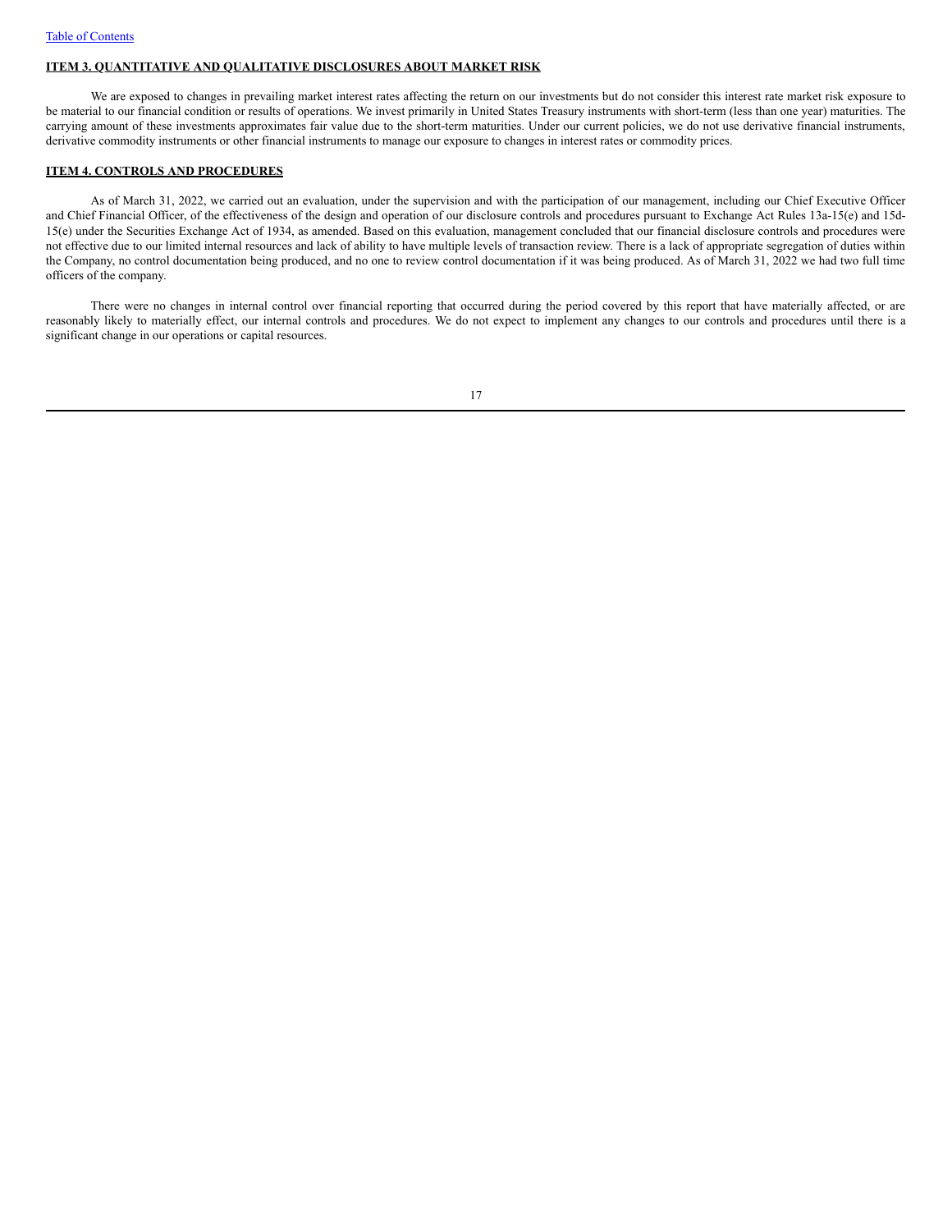**ITEM 3. QUANTITATIVE AND QUALITATIVE DISCLOSURES ABOUT MARKET RISK**

We are exposed to changes in prevailing market interest rates affecting the return on our investments but do not consider this interest rate market risk exposure to be material to our financial condition or results of operations. We invest primarily in United States Treasury instruments with short-term (less than one year) maturities. The carrying amount of these investments approximates fair value due to the short-term maturities. Under our current policies, we do not use derivative financial instruments, derivative commodity instruments or other financial instruments to manage our exposure to changes in interest rates or commodity prices.

**ITEM 4. CONTROLS AND PROCEDURES**

As of March 31, 2022, we carried out an evaluation, under the supervision and with the participation of our management, including our Chief Executive Officer and Chief Financial Officer, of the effectiveness of the design and operation of our disclosure controls and procedures pursuant to Exchange Act Rules 13a-15(e) and 15d-15(e) under the Securities Exchange Act of 1934, as amended. Based on this evaluation, management concluded that our financial disclosure controls and procedures were not effective due to our limited internal resources and lack of ability to have multiple levels of transaction review. There is a lack of appropriate segregation of duties within the Company, no control documentation being produced, and no one to review control documentation if it was being produced. As of March 31, 2022 we had two full time officers of the company.

There were no changes in internal control over financial reporting that occurred during the period covered by this report that have materially affected, or are reasonably likely to materially effect, our internal controls and procedures. We do not expect to implement any changes to our controls and procedures until there is a significant change in our operations or capital resources.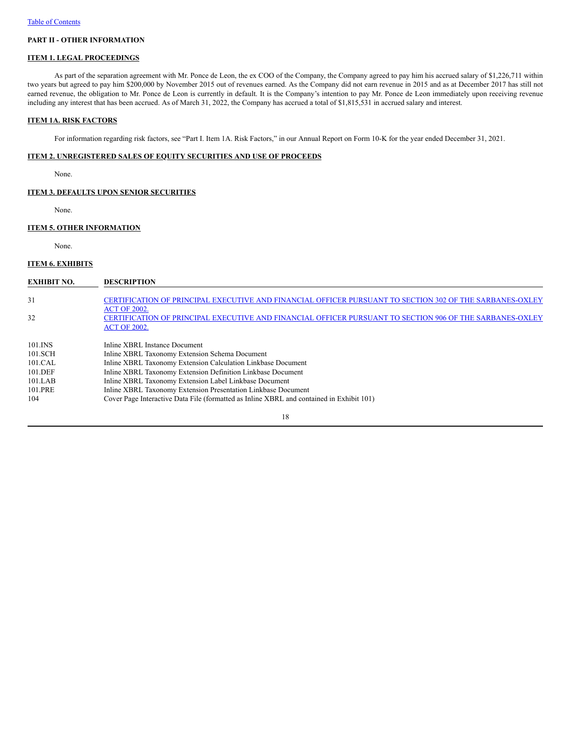## PART II - OTHER INFORMATION

### ITEM 1. LEGAL PROCEEDINGS

As part of the separation agreement with Mr. Ponce de Leon, the ex COO of the Company, the Company agreed to pay him his accrued salary of $1,226,711 within two years but agreed to pay him $200,000 by November 2015 out of revenues earned. As the Company did not earn revenue in 2015 and as at December 2017 has still not earned revenue, the obligation to Mr. Ponce de Leon is currently in default. It is the Company's intention to pay Mr. Ponce de Leon immediately upon receiving revenue including any interest that has been accrued. As of March 31, 2022, the Company has accrued a total of $1,815,531 in accrued salary and interest.

### ITEM 1A. RISK FACTORS

For information regarding risk factors, see "Part I. Item 1A. Risk Factors," in our Annual Report on Form 10-K for the year ended December 31, 2021.

### ITEM 2. UNREGISTERED SALES OF EQUITY SECURITIES AND USE OF PROCEEDS

None.

### ITEM 3. DEFAULTS UPON SENIOR SECURITIES

None.

### ITEM 5. OTHER INFORMATION

None.

### ITEM 6. EXHIBITS

| EXHIBIT NO. | DESCRIPTION |
|---|---|
| 31 | CERTIFICATION OF PRINCIPAL EXECUTIVE AND FINANCIAL OFFICER PURSUANT TO SECTION 302 OF THE SARBANES-OXLEY ACT OF 2002. |
| 32 | CERTIFICATION OF PRINCIPAL EXECUTIVE AND FINANCIAL OFFICER PURSUANT TO SECTION 906 OF THE SARBANES-OXLEY ACT OF 2002. |
| 101.INS | Inline XBRL Instance Document |
| 101.SCH | Inline XBRL Taxonomy Extension Schema Document |
| 101.CAL | Inline XBRL Taxonomy Extension Calculation Linkbase Document |
| 101.DEF | Inline XBRL Taxonomy Extension Definition Linkbase Document |
| 101.LAB | Inline XBRL Taxonomy Extension Label Linkbase Document |
| 101.PRE | Inline XBRL Taxonomy Extension Presentation Linkbase Document |
| 104 | Cover Page Interactive Data File (formatted as Inline XBRL and contained in Exhibit 101) |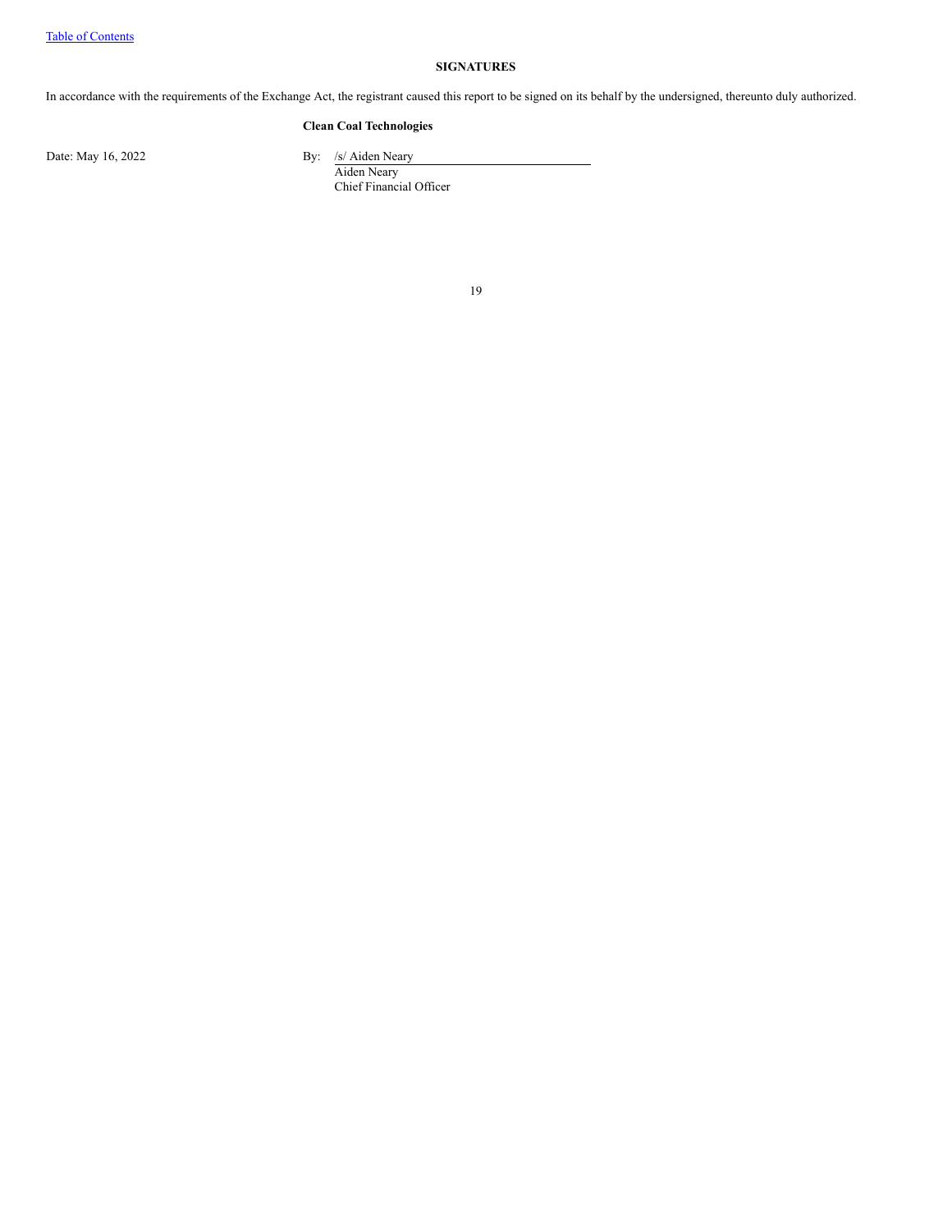## SIGNATURES

In accordance with the requirements of the Exchange Act, the registrant caused this report to be signed on its behalf by the undersigned, thereunto duly authorized.

**Clean Coal Technologies**

Date: May 16, 2022

By: /s/ Aiden Neary
Aiden Neary
Chief Financial Officer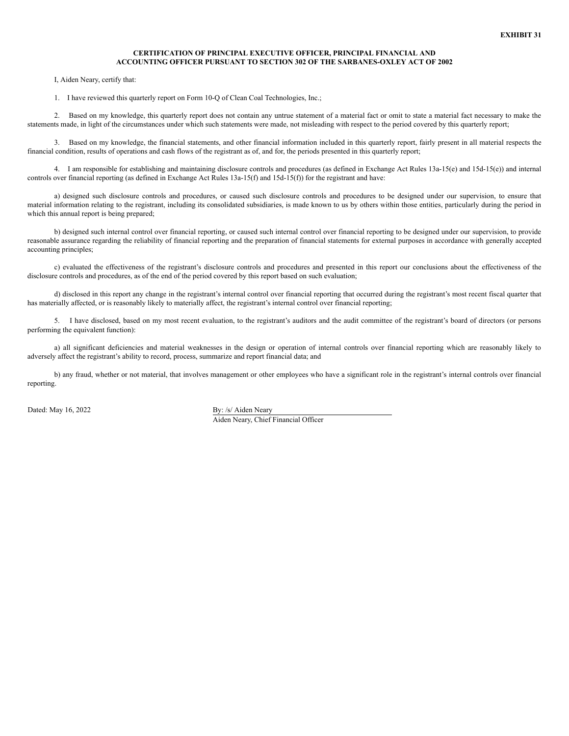**EXHIBIT 31**

**CERTIFICATION OF PRINCIPAL EXECUTIVE OFFICER, PRINCIPAL FINANCIAL AND ACCOUNTING OFFICER PURSUANT TO SECTION 302 OF THE SARBANES-OXLEY ACT OF 2002**

I, Aiden Neary, certify that:

1. I have reviewed this quarterly report on Form 10-Q of Clean Coal Technologies, Inc.;

2. Based on my knowledge, this quarterly report does not contain any untrue statement of a material fact or omit to state a material fact necessary to make the statements made, in light of the circumstances under which such statements were made, not misleading with respect to the period covered by this quarterly report;

3. Based on my knowledge, the financial statements, and other financial information included in this quarterly report, fairly present in all material respects the financial condition, results of operations and cash flows of the registrant as of, and for, the periods presented in this quarterly report;

4. I am responsible for establishing and maintaining disclosure controls and procedures (as defined in Exchange Act Rules 13a-15(e) and 15d-15(e)) and internal controls over financial reporting (as defined in Exchange Act Rules 13a-15(f) and 15d-15(f)) for the registrant and have:

a) designed such disclosure controls and procedures, or caused such disclosure controls and procedures to be designed under our supervision, to ensure that material information relating to the registrant, including its consolidated subsidiaries, is made known to us by others within those entities, particularly during the period in which this annual report is being prepared;

b) designed such internal control over financial reporting, or caused such internal control over financial reporting to be designed under our supervision, to provide reasonable assurance regarding the reliability of financial reporting and the preparation of financial statements for external purposes in accordance with generally accepted accounting principles;

c) evaluated the effectiveness of the registrant's disclosure controls and procedures and presented in this report our conclusions about the effectiveness of the disclosure controls and procedures, as of the end of the period covered by this report based on such evaluation;

d) disclosed in this report any change in the registrant's internal control over financial reporting that occurred during the registrant's most recent fiscal quarter that has materially affected, or is reasonably likely to materially affect, the registrant's internal control over financial reporting;

5. I have disclosed, based on my most recent evaluation, to the registrant's auditors and the audit committee of the registrant's board of directors (or persons performing the equivalent function):

a) all significant deficiencies and material weaknesses in the design or operation of internal controls over financial reporting which are reasonably likely to adversely affect the registrant's ability to record, process, summarize and report financial data; and

b) any fraud, whether or not material, that involves management or other employees who have a significant role in the registrant's internal controls over financial reporting.

Dated: May 16, 2022

By: /s/ Aiden Neary
Aiden Neary, Chief Financial Officer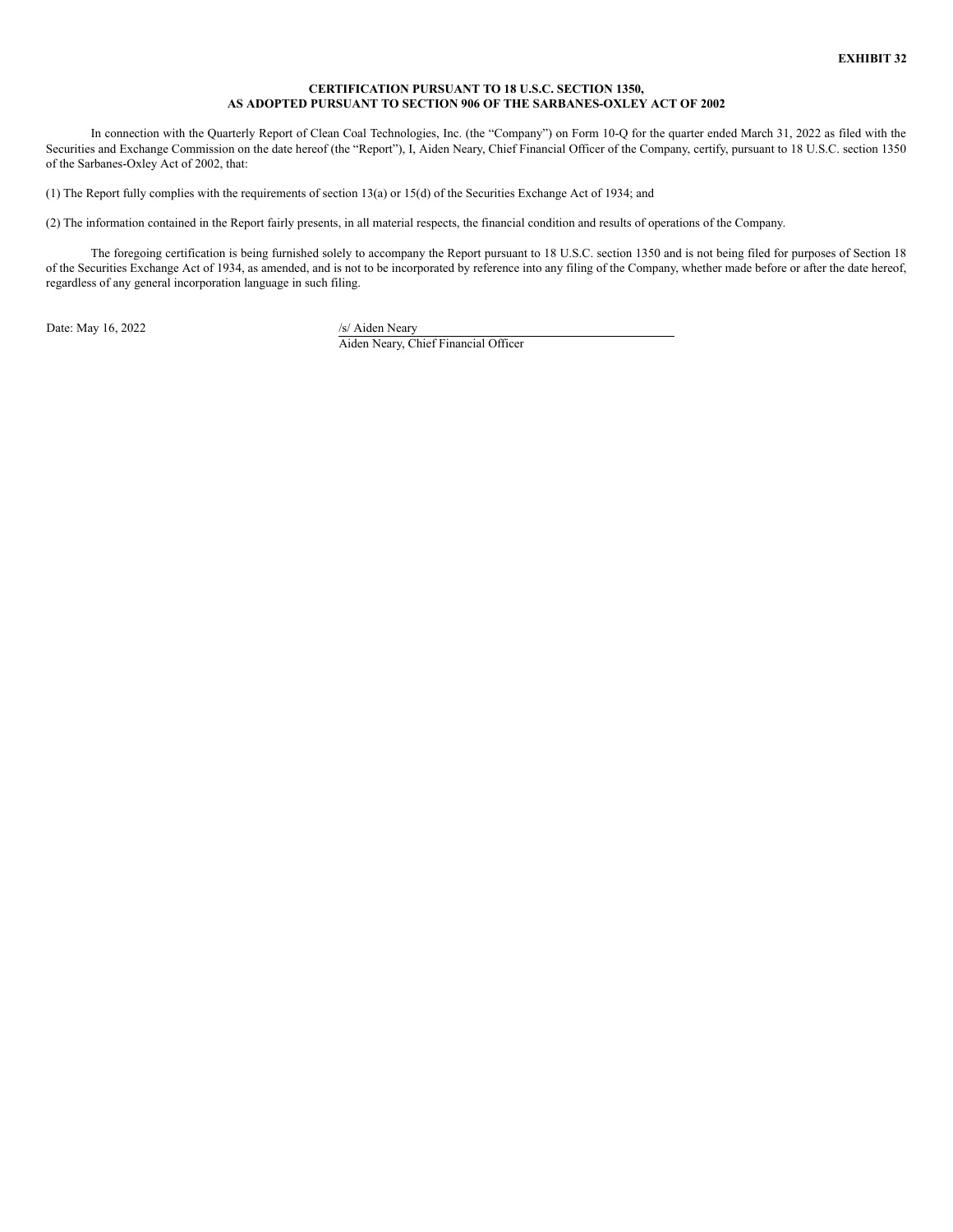**EXHIBIT 32**

**CERTIFICATION PURSUANT TO 18 U.S.C. SECTION 1350,**
**AS ADOPTED PURSUANT TO SECTION 906 OF THE SARBANES-OXLEY ACT OF 2002**

In connection with the Quarterly Report of Clean Coal Technologies, Inc. (the "Company") on Form 10-Q for the quarter ended March 31, 2022 as filed with the Securities and Exchange Commission on the date hereof (the "Report"), I, Aiden Neary, Chief Financial Officer of the Company, certify, pursuant to 18 U.S.C. section 1350 of the Sarbanes-Oxley Act of 2002, that:

(1) The Report fully complies with the requirements of section 13(a) or 15(d) of the Securities Exchange Act of 1934; and

(2) The information contained in the Report fairly presents, in all material respects, the financial condition and results of operations of the Company.

The foregoing certification is being furnished solely to accompany the Report pursuant to 18 U.S.C. section 1350 and is not being filed for purposes of Section 18 of the Securities Exchange Act of 1934, as amended, and is not to be incorporated by reference into any filing of the Company, whether made before or after the date hereof, regardless of any general incorporation language in such filing.

Date: May 16, 2022

/s/ Aiden Neary
Aiden Neary, Chief Financial Officer